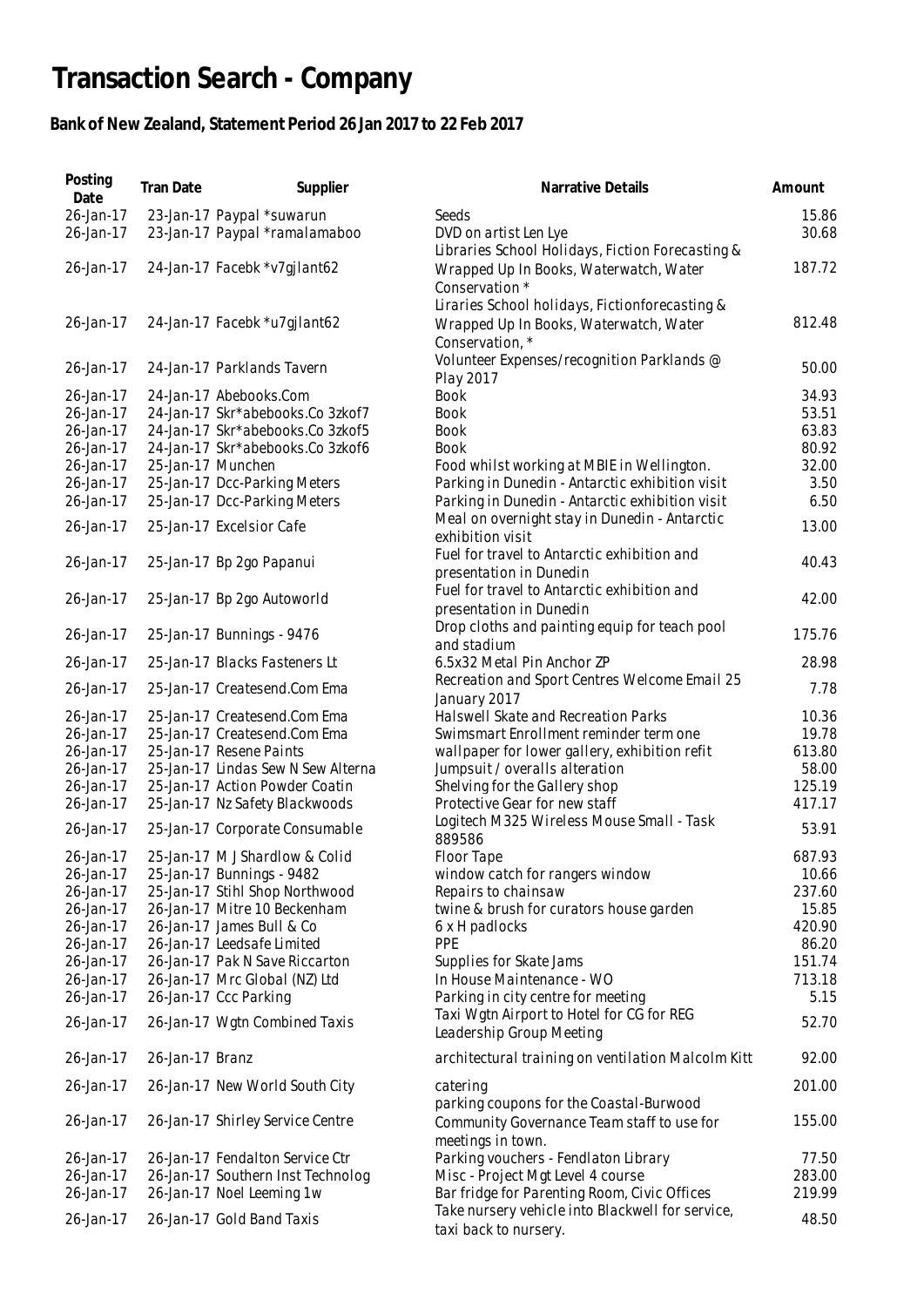# Transaction Search - Company

### Bank of New Zealand, Statement Period 26 Jan 2017 to 22 Feb 2017

| Posting Date | Tran Date | Supplier | Narrative Details | Amount |
|---|---|---|---|---|
| 26-Jan-17 | 23-Jan-17 | Paypal *suwarun | Seeds | 15.86 |
| 26-Jan-17 | 23-Jan-17 | Paypal *ramalamaboo | DVD on artist Len Lye | 30.68 |
| 26-Jan-17 | 24-Jan-17 | Facebk *v7gjlant62 | Libraries School Holidays, Fiction Forecasting & Wrapped Up In Books, Waterwatch, Water Conservation * | 187.72 |
| 26-Jan-17 | 24-Jan-17 | Facebk *u7gjlant62 | Liraries School holidays, Fictionforecasting & Wrapped Up In Books, Waterwatch, Water Conservation, * | 812.48 |
| 26-Jan-17 | 24-Jan-17 | Parklands Tavern | Volunteer Expenses/recognition Parklands @ Play 2017 | 50.00 |
| 26-Jan-17 | 24-Jan-17 | Abebooks.Com | Book | 34.93 |
| 26-Jan-17 | 24-Jan-17 | Skr*abebooks.Co 3zkof7 | Book | 53.51 |
| 26-Jan-17 | 24-Jan-17 | Skr*abebooks.Co 3zkof5 | Book | 63.83 |
| 26-Jan-17 | 24-Jan-17 | Skr*abebooks.Co 3zkof6 | Book | 80.92 |
| 26-Jan-17 | 25-Jan-17 | Munchen | Food whilst working at MBIE in Wellington. | 32.00 |
| 26-Jan-17 | 25-Jan-17 | Dcc-Parking Meters | Parking in Dunedin - Antarctic exhibition visit | 3.50 |
| 26-Jan-17 | 25-Jan-17 | Dcc-Parking Meters | Parking in Dunedin - Antarctic exhibition visit | 6.50 |
| 26-Jan-17 | 25-Jan-17 | Excelsior Cafe | Meal on overnight stay in Dunedin - Antarctic exhibition visit | 13.00 |
| 26-Jan-17 | 25-Jan-17 | Bp 2go Papanui | Fuel for travel to Antarctic exhibition and presentation in Dunedin | 40.43 |
| 26-Jan-17 | 25-Jan-17 | Bp 2go Autoworld | Fuel for travel to Antarctic exhibition and presentation in Dunedin | 42.00 |
| 26-Jan-17 | 25-Jan-17 | Bunnings - 9476 | Drop cloths and painting equip for teach pool and stadium | 175.76 |
| 26-Jan-17 | 25-Jan-17 | Blacks Fasteners Lt | 6.5x32 Metal Pin Anchor ZP | 28.98 |
| 26-Jan-17 | 25-Jan-17 | Createsend.Com Ema | Recreation and Sport Centres Welcome Email 25 January 2017 | 7.78 |
| 26-Jan-17 | 25-Jan-17 | Createsend.Com Ema | Halswell Skate and Recreation Parks | 10.36 |
| 26-Jan-17 | 25-Jan-17 | Createsend.Com Ema | Swimsmart Enrollment reminder term one | 19.78 |
| 26-Jan-17 | 25-Jan-17 | Resene Paints | wallpaper for lower gallery, exhibition refit | 613.80 |
| 26-Jan-17 | 25-Jan-17 | Lindas Sew N Sew Alterna | Jumpsuit / overalls alteration | 58.00 |
| 26-Jan-17 | 25-Jan-17 | Action Powder Coatin | Shelving for the Gallery shop | 125.19 |
| 26-Jan-17 | 25-Jan-17 | Nz Safety Blackwoods | Protective Gear for new staff | 417.17 |
| 26-Jan-17 | 25-Jan-17 | Corporate Consumable | Logitech M325 Wireless Mouse Small - Task 889586 | 53.91 |
| 26-Jan-17 | 25-Jan-17 | M J Shardlow & Colid | Floor Tape | 687.93 |
| 26-Jan-17 | 25-Jan-17 | Bunnings - 9482 | window catch for rangers window | 10.66 |
| 26-Jan-17 | 25-Jan-17 | Stihl Shop Northwood | Repairs to chainsaw | 237.60 |
| 26-Jan-17 | 26-Jan-17 | Mitre 10 Beckenham | twine & brush for curators house garden | 15.85 |
| 26-Jan-17 | 26-Jan-17 | James Bull & Co | 6 x H padlocks | 420.90 |
| 26-Jan-17 | 26-Jan-17 | Leedsafe Limited | PPE | 86.20 |
| 26-Jan-17 | 26-Jan-17 | Pak N Save Riccarton | Supplies for Skate Jams | 151.74 |
| 26-Jan-17 | 26-Jan-17 | Mrc Global (NZ) Ltd | In House Maintenance - WO | 713.18 |
| 26-Jan-17 | 26-Jan-17 | Ccc Parking | Parking in city centre for meeting | 5.15 |
| 26-Jan-17 | 26-Jan-17 | Wgtn Combined Taxis | Taxi Wgtn Airport to Hotel for CG for REG Leadership Group Meeting | 52.70 |
| 26-Jan-17 | 26-Jan-17 | Branz | architectural training on ventilation Malcolm Kitt | 92.00 |
| 26-Jan-17 | 26-Jan-17 | New World South City | catering | 201.00 |
| 26-Jan-17 | 26-Jan-17 | Shirley Service Centre | parking coupons for the Coastal-Burwood Community Governance Team staff to use for meetings in town. | 155.00 |
| 26-Jan-17 | 26-Jan-17 | Fendalton Service Ctr | Parking vouchers - Fendlaton Library | 77.50 |
| 26-Jan-17 | 26-Jan-17 | Southern Inst Technolog | Misc - Project Mgt Level 4 course | 283.00 |
| 26-Jan-17 | 26-Jan-17 | Noel Leeming 1w | Bar fridge for Parenting Room, Civic Offices | 219.99 |
| 26-Jan-17 | 26-Jan-17 | Gold Band Taxis | Take nursery vehicle into Blackwell for service, taxi back to nursery. | 48.50 |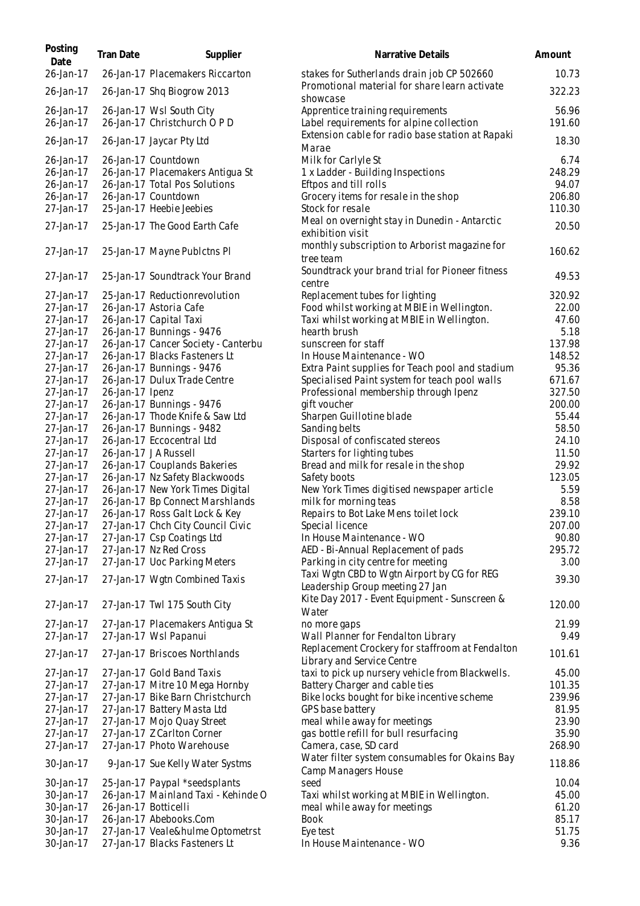| Posting Date | Tran Date | Supplier | Narrative Details | Amount |
|---|---|---|---|---|
| 26-Jan-17 | 26-Jan-17 | Placemakers Riccarton | stakes for Sutherlands drain job CP 502660 | 10.73 |
| 26-Jan-17 | 26-Jan-17 | Shq Biogrow 2013 | Promotional material for share learn activate showcase | 322.23 |
| 26-Jan-17 | 26-Jan-17 | Wsl South City | Apprentice training requirements | 56.96 |
| 26-Jan-17 | 26-Jan-17 | Christchurch O P D | Label requirements for alpine collection | 191.60 |
| 26-Jan-17 | 26-Jan-17 | Jaycar Pty Ltd | Extension cable for radio base station at Rapaki Marae | 18.30 |
| 26-Jan-17 | 26-Jan-17 | Countdown | Milk for Carlyle St | 6.74 |
| 26-Jan-17 | 26-Jan-17 | Placemakers Antigua St | 1 x Ladder - Building Inspections | 248.29 |
| 26-Jan-17 | 26-Jan-17 | Total Pos Solutions | Eftpos and till rolls | 94.07 |
| 26-Jan-17 | 26-Jan-17 | Countdown | Grocery items for resale in the shop | 206.80 |
| 27-Jan-17 | 25-Jan-17 | Heebie Jeebies | Stock for resale | 110.30 |
| 27-Jan-17 | 25-Jan-17 | The Good Earth Cafe | Meal on overnight stay in Dunedin - Antarctic exhibition visit | 20.50 |
| 27-Jan-17 | 25-Jan-17 | Mayne Publctns Pl | monthly subscription to Arborist magazine for tree team | 160.62 |
| 27-Jan-17 | 25-Jan-17 | Soundtrack Your Brand | Soundtrack your brand trial for Pioneer fitness centre | 49.53 |
| 27-Jan-17 | 25-Jan-17 | Reductionrevolution | Replacement tubes for lighting | 320.92 |
| 27-Jan-17 | 26-Jan-17 | Astoria Cafe | Food whilst working at MBIE in Wellington. | 22.00 |
| 27-Jan-17 | 26-Jan-17 | Capital Taxi | Taxi whilst working at MBIE in Wellington. | 47.60 |
| 27-Jan-17 | 26-Jan-17 | Bunnings - 9476 | hearth brush | 5.18 |
| 27-Jan-17 | 26-Jan-17 | Cancer Society - Canterbu | sunscreen for staff | 137.98 |
| 27-Jan-17 | 26-Jan-17 | Blacks Fasteners Lt | In House Maintenance - WO | 148.52 |
| 27-Jan-17 | 26-Jan-17 | Bunnings - 9476 | Extra Paint supplies for Teach pool and stadium | 95.36 |
| 27-Jan-17 | 26-Jan-17 | Dulux Trade Centre | Specialised Paint system for teach pool walls | 671.67 |
| 27-Jan-17 | 26-Jan-17 | Ipenz | Professional membership through Ipenz | 327.50 |
| 27-Jan-17 | 26-Jan-17 | Bunnings - 9476 | gift voucher | 200.00 |
| 27-Jan-17 | 26-Jan-17 | Thode Knife & Saw Ltd | Sharpen Guillotine blade | 55.44 |
| 27-Jan-17 | 26-Jan-17 | Bunnings - 9482 | Sanding belts | 58.50 |
| 27-Jan-17 | 26-Jan-17 | Eccocentral Ltd | Disposal of confiscated stereos | 24.10 |
| 27-Jan-17 | 26-Jan-17 | J A Russell | Starters for lighting tubes | 11.50 |
| 27-Jan-17 | 26-Jan-17 | Couplands Bakeries | Bread and milk for resale in the shop | 29.92 |
| 27-Jan-17 | 26-Jan-17 | Nz Safety Blackwoods | Safety boots | 123.05 |
| 27-Jan-17 | 26-Jan-17 | New York Times Digital | New York Times digitised newspaper article | 5.59 |
| 27-Jan-17 | 26-Jan-17 | Bp Connect Marshlands | milk for morning teas | 8.58 |
| 27-Jan-17 | 26-Jan-17 | Ross Galt Lock & Key | Repairs to Bot Lake Mens toilet lock | 239.10 |
| 27-Jan-17 | 27-Jan-17 | Chch City Council Civic | Special licence | 207.00 |
| 27-Jan-17 | 27-Jan-17 | Csp Coatings Ltd | In House Maintenance - WO | 90.80 |
| 27-Jan-17 | 27-Jan-17 | Nz Red Cross | AED - Bi-Annual Replacement of pads | 295.72 |
| 27-Jan-17 | 27-Jan-17 | Uoc Parking Meters | Parking in city centre for meeting | 3.00 |
| 27-Jan-17 | 27-Jan-17 | Wgtn Combined Taxis | Taxi Wgtn CBD to Wgtn Airport by CG for REG Leadership Group meeting 27 Jan | 39.30 |
| 27-Jan-17 | 27-Jan-17 | Twl 175 South City | Kite Day 2017 - Event Equipment - Sunscreen & Water | 120.00 |
| 27-Jan-17 | 27-Jan-17 | Placemakers Antigua St | no more gaps | 21.99 |
| 27-Jan-17 | 27-Jan-17 | Wsl Papanui | Wall Planner for Fendalton Library | 9.49 |
| 27-Jan-17 | 27-Jan-17 | Briscoes Northlands | Replacement Crockery for staffroom at Fendalton Library and Service Centre | 101.61 |
| 27-Jan-17 | 27-Jan-17 | Gold Band Taxis | taxi to pick up nursery vehicle from Blackwells. | 45.00 |
| 27-Jan-17 | 27-Jan-17 | Mitre 10 Mega Hornby | Battery Charger and cable ties | 101.35 |
| 27-Jan-17 | 27-Jan-17 | Bike Barn Christchurch | Bike locks bought for bike incentive scheme | 239.96 |
| 27-Jan-17 | 27-Jan-17 | Battery Masta Ltd | GPS base battery | 81.95 |
| 27-Jan-17 | 27-Jan-17 | Mojo Quay Street | meal while away for meetings | 23.90 |
| 27-Jan-17 | 27-Jan-17 | Z Carlton Corner | gas bottle refill for bull resurfacing | 35.90 |
| 27-Jan-17 | 27-Jan-17 | Photo Warehouse | Camera, case, SD card | 268.90 |
| 30-Jan-17 | 9-Jan-17 | Sue Kelly Water Systms | Water filter system consumables for Okains Bay Camp Managers House | 118.86 |
| 30-Jan-17 | 25-Jan-17 | Paypal *seedsplants | seed | 10.04 |
| 30-Jan-17 | 26-Jan-17 | Mainland Taxi - Kehinde O | Taxi whilst working at MBIE in Wellington. | 45.00 |
| 30-Jan-17 | 26-Jan-17 | Botticelli | meal while away for meetings | 61.20 |
| 30-Jan-17 | 26-Jan-17 | Abebooks.Com | Book | 85.17 |
| 30-Jan-17 | 27-Jan-17 | Veale&hulme Optometrst | Eye test | 51.75 |
| 30-Jan-17 | 27-Jan-17 | Blacks Fasteners Lt | In House Maintenance - WO | 9.36 |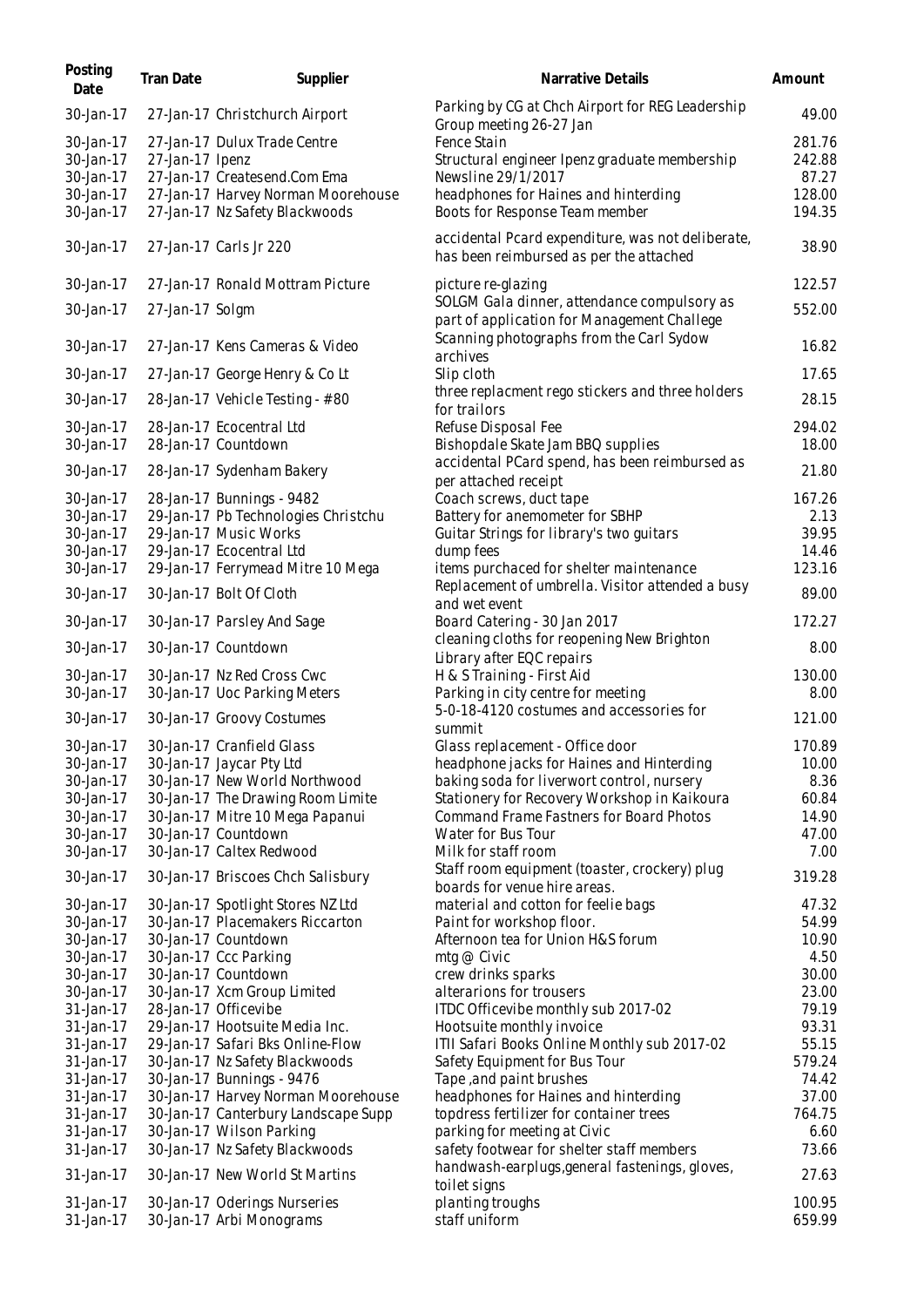| Posting Date | Tran Date | Supplier | Narrative Details | Amount |
|---|---|---|---|---|
| 30-Jan-17 | 27-Jan-17 | Christchurch Airport | Parking by CG at Chch Airport for REG Leadership Group meeting 26-27 Jan | 49.00 |
| 30-Jan-17 | 27-Jan-17 | Dulux Trade Centre | Fence Stain | 281.76 |
| 30-Jan-17 | 27-Jan-17 | Ipenz | Structural engineer Ipenz graduate membership | 242.88 |
| 30-Jan-17 | 27-Jan-17 | Createsend.Com Ema | Newsline 29/1/2017 | 87.27 |
| 30-Jan-17 | 27-Jan-17 | Harvey Norman Moorehouse | headphones for Haines and hinterding | 128.00 |
| 30-Jan-17 | 27-Jan-17 | Nz Safety Blackwoods | Boots for Response Team member | 194.35 |
| 30-Jan-17 | 27-Jan-17 | Carls Jr 220 | accidental Pcard expenditure, was not deliberate, has been reimbursed as per the attached | 38.90 |
| 30-Jan-17 | 27-Jan-17 | Ronald Mottram Picture | picture re-glazing | 122.57 |
| 30-Jan-17 | 27-Jan-17 | Solgm | SOLGM Gala dinner, attendance compulsory as part of application for Management Challege | 552.00 |
| 30-Jan-17 | 27-Jan-17 | Kens Cameras & Video | Scanning photographs from the Carl Sydow archives | 16.82 |
| 30-Jan-17 | 27-Jan-17 | George Henry & Co Lt | Slip cloth | 17.65 |
| 30-Jan-17 | 28-Jan-17 | Vehicle Testing - #80 | three replacment rego stickers and three holders for trailors | 28.15 |
| 30-Jan-17 | 28-Jan-17 | Ecocentral Ltd | Refuse Disposal Fee | 294.02 |
| 30-Jan-17 | 28-Jan-17 | Countdown | Bishopdale Skate Jam BBQ supplies | 18.00 |
| 30-Jan-17 | 28-Jan-17 | Sydenham Bakery | accidental PCard spend, has been reimbursed as per attached receipt | 21.80 |
| 30-Jan-17 | 28-Jan-17 | Bunnings - 9482 | Coach screws, duct tape | 167.26 |
| 30-Jan-17 | 29-Jan-17 | Pb Technologies Christchu | Battery for anemometer for SBHP | 2.13 |
| 30-Jan-17 | 29-Jan-17 | Music Works | Guitar Strings for library's two guitars | 39.95 |
| 30-Jan-17 | 29-Jan-17 | Ecocentral Ltd | dump fees | 14.46 |
| 30-Jan-17 | 29-Jan-17 | Ferrymead Mitre 10 Mega | items purchaced for shelter maintenance | 123.16 |
| 30-Jan-17 | 30-Jan-17 | Bolt Of Cloth | Replacement of umbrella. Visitor attended a busy and wet event | 89.00 |
| 30-Jan-17 | 30-Jan-17 | Parsley And Sage | Board Catering - 30 Jan 2017 | 172.27 |
| 30-Jan-17 | 30-Jan-17 | Countdown | cleaning cloths for reopening New Brighton Library after EQC repairs | 8.00 |
| 30-Jan-17 | 30-Jan-17 | Nz Red Cross Cwc | H & S Training - First Aid | 130.00 |
| 30-Jan-17 | 30-Jan-17 | Uoc Parking Meters | Parking in city centre for meeting | 8.00 |
| 30-Jan-17 | 30-Jan-17 | Groovy Costumes | 5-0-18-4120 costumes and accessories for summit | 121.00 |
| 30-Jan-17 | 30-Jan-17 | Cranfield Glass | Glass replacement - Office door | 170.89 |
| 30-Jan-17 | 30-Jan-17 | Jaycar Pty Ltd | headphone jacks for Haines and Hinterding | 10.00 |
| 30-Jan-17 | 30-Jan-17 | New World Northwood | baking soda for liverwort control, nursery | 8.36 |
| 30-Jan-17 | 30-Jan-17 | The Drawing Room Limite | Stationery for Recovery Workshop in Kaikoura | 60.84 |
| 30-Jan-17 | 30-Jan-17 | Mitre 10 Mega Papanui | Command Frame Fastners for Board Photos | 14.90 |
| 30-Jan-17 | 30-Jan-17 | Countdown | Water for Bus Tour | 47.00 |
| 30-Jan-17 | 30-Jan-17 | Caltex Redwood | Milk for staff room | 7.00 |
| 30-Jan-17 | 30-Jan-17 | Briscoes Chch Salisbury | Staff room equipment (toaster, crockery) plug boards for venue hire areas. | 319.28 |
| 30-Jan-17 | 30-Jan-17 | Spotlight Stores NZ Ltd | material and cotton for feelie bags | 47.32 |
| 30-Jan-17 | 30-Jan-17 | Placemakers Riccarton | Paint for workshop floor. | 54.99 |
| 30-Jan-17 | 30-Jan-17 | Countdown | Afternoon tea for Union H&S forum | 10.90 |
| 30-Jan-17 | 30-Jan-17 | Ccc Parking | mtg @ Civic | 4.50 |
| 30-Jan-17 | 30-Jan-17 | Countdown | crew drinks sparks | 30.00 |
| 30-Jan-17 | 30-Jan-17 | Xcm Group Limited | alterarions for trousers | 23.00 |
| 31-Jan-17 | 28-Jan-17 | Officevibe | ITDC Officevibe monthly sub 2017-02 | 79.19 |
| 31-Jan-17 | 29-Jan-17 | Hootsuite Media Inc. | Hootsuite monthly invoice | 93.31 |
| 31-Jan-17 | 29-Jan-17 | Safari Bks Online-Flow | ITII Safari Books Online Monthly sub 2017-02 | 55.15 |
| 31-Jan-17 | 30-Jan-17 | Nz Safety Blackwoods | Safety Equipment for Bus Tour | 579.24 |
| 31-Jan-17 | 30-Jan-17 | Bunnings - 9476 | Tape ,and paint brushes | 74.42 |
| 31-Jan-17 | 30-Jan-17 | Harvey Norman Moorehouse | headphones for Haines and hinterding | 37.00 |
| 31-Jan-17 | 30-Jan-17 | Canterbury Landscape Supp | topdress fertilizer for container trees | 764.75 |
| 31-Jan-17 | 30-Jan-17 | Wilson Parking | parking for meeting at Civic | 6.60 |
| 31-Jan-17 | 30-Jan-17 | Nz Safety Blackwoods | safety footwear for shelter staff members | 73.66 |
| 31-Jan-17 | 30-Jan-17 | New World St Martins | handwash-earplugs,general fastenings, gloves, toilet signs | 27.63 |
| 31-Jan-17 | 30-Jan-17 | Oderings Nurseries | planting troughs | 100.95 |
| 31-Jan-17 | 30-Jan-17 | Arbi Monograms | staff uniform | 659.99 |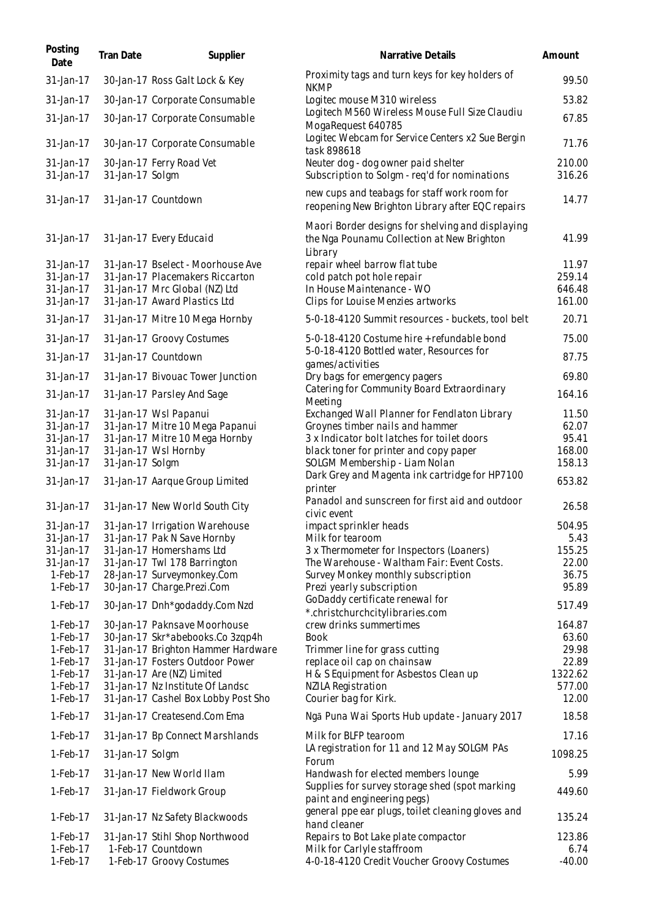| Posting Date | Tran Date | Supplier | Narrative Details | Amount |
|---|---|---|---|---|
| 31-Jan-17 | 30-Jan-17 | Ross Galt Lock & Key | Proximity tags and turn keys for key holders of NKMP | 99.50 |
| 31-Jan-17 | 30-Jan-17 | Corporate Consumable | Logitec mouse M310 wireless | 53.82 |
| 31-Jan-17 | 30-Jan-17 | Corporate Consumable | Logitech M560 Wireless Mouse Full Size Claudiu MogaRequest 640785 | 67.85 |
| 31-Jan-17 | 30-Jan-17 | Corporate Consumable | Logitec Webcam for Service Centers x2 Sue Bergin task 898618 | 71.76 |
| 31-Jan-17 | 30-Jan-17 | Ferry Road Vet | Neuter dog - dog owner paid shelter | 210.00 |
| 31-Jan-17 | 31-Jan-17 | Solgm | Subscription to Solgm - req'd for nominations | 316.26 |
| 31-Jan-17 | 31-Jan-17 | Countdown | new cups and teabags for staff work room for reopening New Brighton Library after EQC repairs | 14.77 |
| 31-Jan-17 | 31-Jan-17 | Every Educaid | Maori Border designs for shelving and displaying the Nga Pounamu Collection at New Brighton Library | 41.99 |
| 31-Jan-17 | 31-Jan-17 | Bselect - Moorhouse Ave | repair wheel barrow flat tube | 11.97 |
| 31-Jan-17 | 31-Jan-17 | Placemakers Riccarton | cold patch pot hole repair | 259.14 |
| 31-Jan-17 | 31-Jan-17 | Mrc Global (NZ) Ltd | In House Maintenance - WO | 646.48 |
| 31-Jan-17 | 31-Jan-17 | Award Plastics Ltd | Clips for Louise Menzies artworks | 161.00 |
| 31-Jan-17 | 31-Jan-17 | Mitre 10 Mega Hornby | 5-0-18-4120 Summit resources - buckets, tool belt | 20.71 |
| 31-Jan-17 | 31-Jan-17 | Groovy Costumes | 5-0-18-4120 Costume hire + refundable bond | 75.00 |
| 31-Jan-17 | 31-Jan-17 | Countdown | 5-0-18-4120 Bottled water, Resources for games/activities | 87.75 |
| 31-Jan-17 | 31-Jan-17 | Bivouac Tower Junction | Dry bags for emergency pagers | 69.80 |
| 31-Jan-17 | 31-Jan-17 | Parsley And Sage | Catering for Community Board Extraordinary Meeting | 164.16 |
| 31-Jan-17 | 31-Jan-17 | Wsl Papanui | Exchanged Wall Planner for Fendlaton Library | 11.50 |
| 31-Jan-17 | 31-Jan-17 | Mitre 10 Mega Papanui | Groynes timber nails and hammer | 62.07 |
| 31-Jan-17 | 31-Jan-17 | Mitre 10 Mega Hornby | 3 x Indicator bolt latches for toilet doors | 95.41 |
| 31-Jan-17 | 31-Jan-17 | Wsl Hornby | black toner for printer and copy paper | 168.00 |
| 31-Jan-17 | 31-Jan-17 | Solgm | SOLGM Membership - Liam Nolan | 158.13 |
| 31-Jan-17 | 31-Jan-17 | Aarque Group Limited | Dark Grey and Magenta ink cartridge for HP7100 printer | 653.82 |
| 31-Jan-17 | 31-Jan-17 | New World South City | Panadol and sunscreen for first aid and outdoor civic event | 26.58 |
| 31-Jan-17 | 31-Jan-17 | Irrigation Warehouse | impact sprinkler heads | 504.95 |
| 31-Jan-17 | 31-Jan-17 | Pak N Save Hornby | Milk for tearoom | 5.43 |
| 31-Jan-17 | 31-Jan-17 | Homershams Ltd | 3 x Thermometer for Inspectors (Loaners) | 155.25 |
| 31-Jan-17 | 31-Jan-17 | Twl 178 Barrington | The Warehouse - Waltham Fair: Event Costs. | 22.00 |
| 1-Feb-17 | 28-Jan-17 | Surveymonkey.Com | Survey Monkey monthly subscription | 36.75 |
| 1-Feb-17 | 30-Jan-17 | Charge.Prezi.Com | Prezi yearly subscription | 95.89 |
| 1-Feb-17 | 30-Jan-17 | Dnh*godaddy.Com Nzd | GoDaddy certificate renewal for *.christchurchcitylibraries.com | 517.49 |
| 1-Feb-17 | 30-Jan-17 | Paknsave Moorhouse | crew drinks summertimes | 164.87 |
| 1-Feb-17 | 30-Jan-17 | Skr*abebooks.Co 3zqp4h | Book | 63.60 |
| 1-Feb-17 | 31-Jan-17 | Brighton Hammer Hardware | Trimmer line for grass cutting | 29.98 |
| 1-Feb-17 | 31-Jan-17 | Fosters Outdoor Power | replace oil cap on chainsaw | 22.89 |
| 1-Feb-17 | 31-Jan-17 | Are (NZ) Limited | H & S Equipment for Asbestos Clean up | 1322.62 |
| 1-Feb-17 | 31-Jan-17 | Nz Institute Of Landsc | NZILA Registration | 577.00 |
| 1-Feb-17 | 31-Jan-17 | Cashel Box Lobby Post Sho | Courier bag for Kirk. | 12.00 |
| 1-Feb-17 | 31-Jan-17 | Createsend.Com Ema | Ngā Puna Wai Sports Hub update - January 2017 | 18.58 |
| 1-Feb-17 | 31-Jan-17 | Bp Connect Marshlands | Milk for BLFP tearoom | 17.16 |
| 1-Feb-17 | 31-Jan-17 | Solgm | LA registration for 11 and 12 May SOLGM PAs Forum | 1098.25 |
| 1-Feb-17 | 31-Jan-17 | New World Ilam | Handwash for elected members lounge | 5.99 |
| 1-Feb-17 | 31-Jan-17 | Fieldwork Group | Supplies for survey storage shed (spot marking paint and engineering pegs) | 449.60 |
| 1-Feb-17 | 31-Jan-17 | Nz Safety Blackwoods | general ppe ear plugs, toilet cleaning gloves and hand cleaner | 135.24 |
| 1-Feb-17 | 31-Jan-17 | Stihl Shop Northwood | Repairs to Bot Lake plate compactor | 123.86 |
| 1-Feb-17 | 1-Feb-17 | Countdown | Milk for Carlyle staffroom | 6.74 |
| 1-Feb-17 | 1-Feb-17 | Groovy Costumes | 4-0-18-4120 Credit Voucher Groovy Costumes | -40.00 |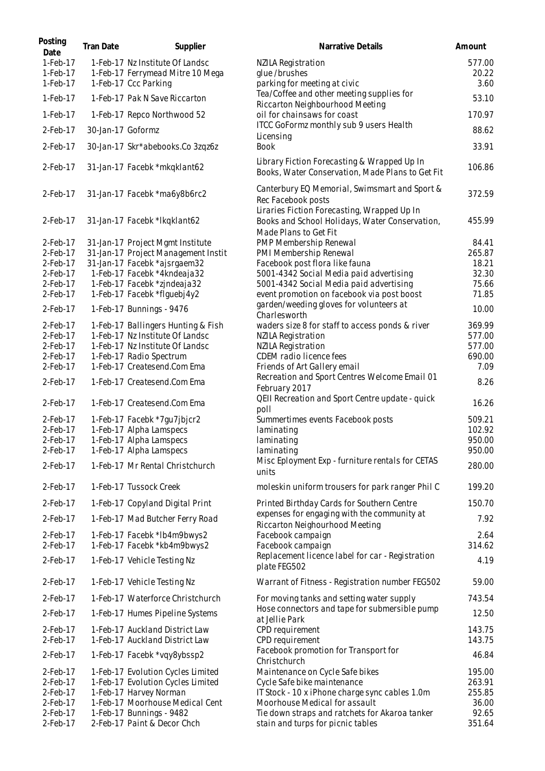| Posting Date | Tran Date | Supplier | Narrative Details | Amount |
|---|---|---|---|---|
| 1-Feb-17 | 1-Feb-17 | Nz Institute Of Landsc | NZILA Registration | 577.00 |
| 1-Feb-17 | 1-Feb-17 | Ferrymead Mitre 10 Mega | glue /brushes | 20.22 |
| 1-Feb-17 | 1-Feb-17 | Ccc Parking | parking for meeting at civic | 3.60 |
| 1-Feb-17 | 1-Feb-17 | Pak N Save Riccarton | Tea/Coffee and other meeting supplies for Riccarton Neighbourhood Meeting | 53.10 |
| 1-Feb-17 | 1-Feb-17 | Repco Northwood 52 | oil for chainsaws for coast | 170.97 |
| 2-Feb-17 | 30-Jan-17 | Goformz | ITCC GoFormz monthly sub 9 users Health Licensing | 88.62 |
| 2-Feb-17 | 30-Jan-17 | Skr*abebooks.Co 3zqz6z | Book | 33.91 |
| 2-Feb-17 | 31-Jan-17 | Facebk *mkqklant62 | Library Fiction Forecasting & Wrapped Up In Books, Water Conservation, Made Plans to Get Fit | 106.86 |
| 2-Feb-17 | 31-Jan-17 | Facebk *ma6y8b6rc2 | Canterbury EQ Memorial, Swimsmart and Sport & Rec Facebook posts | 372.59 |
| 2-Feb-17 | 31-Jan-17 | Facebk *lkqklant62 | Liraries Fiction Forecasting, Wrapped Up In Books and School Holidays, Water Conservation, Made Plans to Get Fit | 455.99 |
| 2-Feb-17 | 31-Jan-17 | Project Mgmt Institute | PMP Membership Renewal | 84.41 |
| 2-Feb-17 | 31-Jan-17 | Project Management Instit | PMI Membership Renewal | 265.87 |
| 2-Feb-17 | 31-Jan-17 | Facebk *ajsrgaem32 | Facebook post flora like fauna | 18.21 |
| 2-Feb-17 | 1-Feb-17 | Facebk *4kndeaja32 | 5001-4342 Social Media paid advertising | 32.30 |
| 2-Feb-17 | 1-Feb-17 | Facebk *zjndeaja32 | 5001-4342 Social Media paid advertising | 75.66 |
| 2-Feb-17 | 1-Feb-17 | Facebk *flguebj4y2 | event promotion on facebook via post boost | 71.85 |
| 2-Feb-17 | 1-Feb-17 | Bunnings - 9476 | garden/weeding gloves for volunteers at Charlesworth | 10.00 |
| 2-Feb-17 | 1-Feb-17 | Ballingers Hunting & Fish | waders size 8 for staff to access ponds & river | 369.99 |
| 2-Feb-17 | 1-Feb-17 | Nz Institute Of Landsc | NZILA Registration | 577.00 |
| 2-Feb-17 | 1-Feb-17 | Nz Institute Of Landsc | NZILA Registration | 577.00 |
| 2-Feb-17 | 1-Feb-17 | Radio Spectrum | CDEM radio licence fees | 690.00 |
| 2-Feb-17 | 1-Feb-17 | Createsend.Com Ema | Friends of Art Gallery email | 7.09 |
| 2-Feb-17 | 1-Feb-17 | Createsend.Com Ema | Recreation and Sport Centres Welcome Email 01 February 2017 | 8.26 |
| 2-Feb-17 | 1-Feb-17 | Createsend.Com Ema | QEII Recreation and Sport Centre update - quick poll | 16.26 |
| 2-Feb-17 | 1-Feb-17 | Facebk *7gu7jbjcr2 | Summertimes events Facebook posts | 509.21 |
| 2-Feb-17 | 1-Feb-17 | Alpha Lamspecs | laminating | 102.92 |
| 2-Feb-17 | 1-Feb-17 | Alpha Lamspecs | laminating | 950.00 |
| 2-Feb-17 | 1-Feb-17 | Alpha Lamspecs | laminating | 950.00 |
| 2-Feb-17 | 1-Feb-17 | Mr Rental Christchurch | Misc Eployment Exp - furniture rentals for CETAS units | 280.00 |
| 2-Feb-17 | 1-Feb-17 | Tussock Creek | moleskin uniform trousers for park ranger Phil C | 199.20 |
| 2-Feb-17 | 1-Feb-17 | Copyland Digital Print | Printed Birthday Cards for Southern Centre | 150.70 |
| 2-Feb-17 | 1-Feb-17 | Mad Butcher Ferry Road | expenses for engaging with the community at Riccarton Neighourhood Meeting | 7.92 |
| 2-Feb-17 | 1-Feb-17 | Facebk *lb4m9bwys2 | Facebook campaign | 2.64 |
| 2-Feb-17 | 1-Feb-17 | Facebk *kb4m9bwys2 | Facebook campaign | 314.62 |
| 2-Feb-17 | 1-Feb-17 | Vehicle Testing Nz | Replacement licence label for car - Registration plate FEG502 | 4.19 |
| 2-Feb-17 | 1-Feb-17 | Vehicle Testing Nz | Warrant of Fitness - Registration number FEG502 | 59.00 |
| 2-Feb-17 | 1-Feb-17 | Waterforce Christchurch | For moving tanks and setting water supply | 743.54 |
| 2-Feb-17 | 1-Feb-17 | Humes Pipeline Systems | Hose connectors and tape for submersible pump at Jellie Park | 12.50 |
| 2-Feb-17 | 1-Feb-17 | Auckland District Law | CPD requirement | 143.75 |
| 2-Feb-17 | 1-Feb-17 | Auckland District Law | CPD requirement | 143.75 |
| 2-Feb-17 | 1-Feb-17 | Facebk *vqy8ybssp2 | Facebook promotion for Transport for Christchurch | 46.84 |
| 2-Feb-17 | 1-Feb-17 | Evolution Cycles Limited | Maintenance on Cycle Safe bikes | 195.00 |
| 2-Feb-17 | 1-Feb-17 | Evolution Cycles Limited | Cycle Safe bike maintenance | 263.91 |
| 2-Feb-17 | 1-Feb-17 | Harvey Norman | IT Stock - 10 x iPhone charge sync cables 1.0m | 255.85 |
| 2-Feb-17 | 1-Feb-17 | Moorhouse Medical Cent | Moorhouse Medical for assault | 36.00 |
| 2-Feb-17 | 1-Feb-17 | Bunnings - 9482 | Tie down straps and ratchets for Akaroa tanker | 92.65 |
| 2-Feb-17 | 2-Feb-17 | Paint & Decor Chch | stain and turps for picnic tables | 351.64 |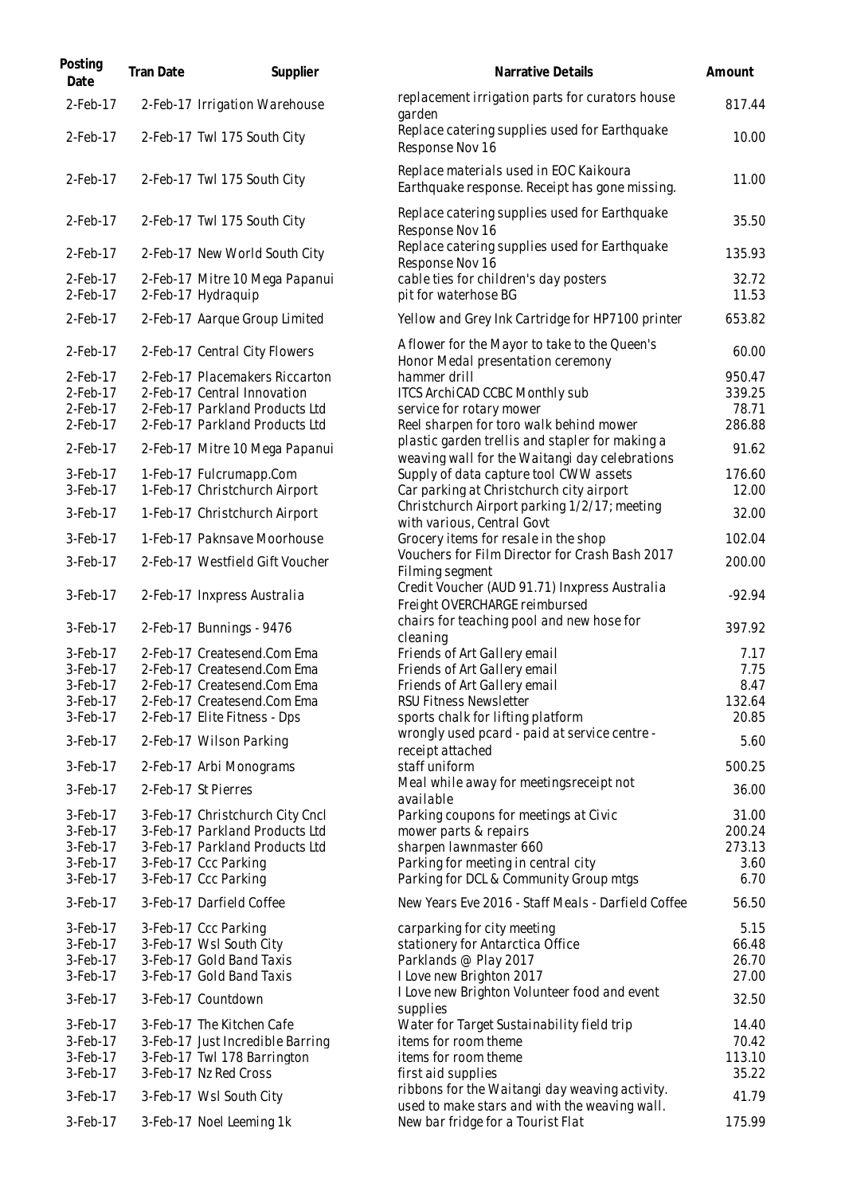| Posting Date | Tran Date | Supplier | Narrative Details | Amount |
| --- | --- | --- | --- | --- |
| 2-Feb-17 | 2-Feb-17 | Irrigation Warehouse | replacement irrigation parts for curators house garden | 817.44 |
| 2-Feb-17 | 2-Feb-17 | Twl 175 South City | Replace catering supplies used for Earthquake Response Nov 16 | 10.00 |
| 2-Feb-17 | 2-Feb-17 | Twl 175 South City | Replace materials used in EOC Kaikoura Earthquake response. Receipt has gone missing. | 11.00 |
| 2-Feb-17 | 2-Feb-17 | Twl 175 South City | Replace catering supplies used for Earthquake Response Nov 16 | 35.50 |
| 2-Feb-17 | 2-Feb-17 | New World South City | Replace catering supplies used for Earthquake Response Nov 16 | 135.93 |
| 2-Feb-17 | 2-Feb-17 | Mitre 10 Mega Papanui | cable ties for children's day posters | 32.72 |
| 2-Feb-17 | 2-Feb-17 | Hydraquip | pit for waterhose BG | 11.53 |
| 2-Feb-17 | 2-Feb-17 | Aarque Group Limited | Yellow and Grey Ink Cartridge for HP7100 printer | 653.82 |
| 2-Feb-17 | 2-Feb-17 | Central City Flowers | A flower for the Mayor to take to the Queen's Honor Medal presentation ceremony | 60.00 |
| 2-Feb-17 | 2-Feb-17 | Placemakers Riccarton | hammer drill | 950.47 |
| 2-Feb-17 | 2-Feb-17 | Central Innovation | ITCS ArchiCAD CCBC Monthly sub | 339.25 |
| 2-Feb-17 | 2-Feb-17 | Parkland Products Ltd | service for rotary mower | 78.71 |
| 2-Feb-17 | 2-Feb-17 | Parkland Products Ltd | Reel sharpen for toro walk behind mower | 286.88 |
| 2-Feb-17 | 2-Feb-17 | Mitre 10 Mega Papanui | plastic garden trellis and stapler for making a weaving wall for the Waitangi day celebrations | 91.62 |
| 3-Feb-17 | 1-Feb-17 | Fulcrumapp.Com | Supply of data capture tool CWW assets | 176.60 |
| 3-Feb-17 | 1-Feb-17 | Christchurch Airport | Car parking at Christchurch city airport | 12.00 |
| 3-Feb-17 | 1-Feb-17 | Christchurch Airport | Christchurch Airport parking 1/2/17; meeting with various, Central Govt | 32.00 |
| 3-Feb-17 | 1-Feb-17 | Paknsave Moorhouse | Grocery items for resale in the shop | 102.04 |
| 3-Feb-17 | 2-Feb-17 | Westfield Gift Voucher | Vouchers for Film Director for Crash Bash 2017 Filming segment | 200.00 |
| 3-Feb-17 | 2-Feb-17 | Inxpress Australia | Credit Voucher (AUD 91.71) Inxpress Australia Freight OVERCHARGE reimbursed | -92.94 |
| 3-Feb-17 | 2-Feb-17 | Bunnings - 9476 | chairs for teaching pool and new hose for cleaning | 397.92 |
| 3-Feb-17 | 2-Feb-17 | Createsend.Com Ema | Friends of Art Gallery email | 7.17 |
| 3-Feb-17 | 2-Feb-17 | Createsend.Com Ema | Friends of Art Gallery email | 7.75 |
| 3-Feb-17 | 2-Feb-17 | Createsend.Com Ema | Friends of Art Gallery email | 8.47 |
| 3-Feb-17 | 2-Feb-17 | Createsend.Com Ema | RSU Fitness Newsletter | 132.64 |
| 3-Feb-17 | 2-Feb-17 | Elite Fitness - Dps | sports chalk for lifting platform | 20.85 |
| 3-Feb-17 | 2-Feb-17 | Wilson Parking | wrongly used pcard - paid at service centre - receipt attached | 5.60 |
| 3-Feb-17 | 2-Feb-17 | Arbi Monograms | staff uniform | 500.25 |
| 3-Feb-17 | 2-Feb-17 | St Pierres | Meal while away for meetingsreceipt not available | 36.00 |
| 3-Feb-17 | 3-Feb-17 | Christchurch City Cncl | Parking coupons for meetings at Civic | 31.00 |
| 3-Feb-17 | 3-Feb-17 | Parkland Products Ltd | mower parts & repairs | 200.24 |
| 3-Feb-17 | 3-Feb-17 | Parkland Products Ltd | sharpen lawnmaster 660 | 273.13 |
| 3-Feb-17 | 3-Feb-17 | Ccc Parking | Parking for meeting in central city | 3.60 |
| 3-Feb-17 | 3-Feb-17 | Ccc Parking | Parking for DCL & Community Group mtgs | 6.70 |
| 3-Feb-17 | 3-Feb-17 | Darfield Coffee | New Years Eve 2016 - Staff Meals - Darfield Coffee | 56.50 |
| 3-Feb-17 | 3-Feb-17 | Ccc Parking | carparking for city meeting | 5.15 |
| 3-Feb-17 | 3-Feb-17 | Wsl South City | stationery for Antarctica Office | 66.48 |
| 3-Feb-17 | 3-Feb-17 | Gold Band Taxis | Parklands @ Play 2017 | 26.70 |
| 3-Feb-17 | 3-Feb-17 | Gold Band Taxis | I Love new Brighton 2017 | 27.00 |
| 3-Feb-17 | 3-Feb-17 | Countdown | I Love new Brighton Volunteer food and event supplies | 32.50 |
| 3-Feb-17 | 3-Feb-17 | The Kitchen Cafe | Water for Target Sustainability field trip | 14.40 |
| 3-Feb-17 | 3-Feb-17 | Just Incredible Barring | items for room theme | 70.42 |
| 3-Feb-17 | 3-Feb-17 | Twl 178 Barrington | items for room theme | 113.10 |
| 3-Feb-17 | 3-Feb-17 | Nz Red Cross | first aid supplies | 35.22 |
| 3-Feb-17 | 3-Feb-17 | Wsl South City | ribbons for the Waitangi day weaving activity. used to make stars and with the weaving wall. | 41.79 |
| 3-Feb-17 | 3-Feb-17 | Noel Leeming 1k | New bar fridge for a Tourist Flat | 175.99 |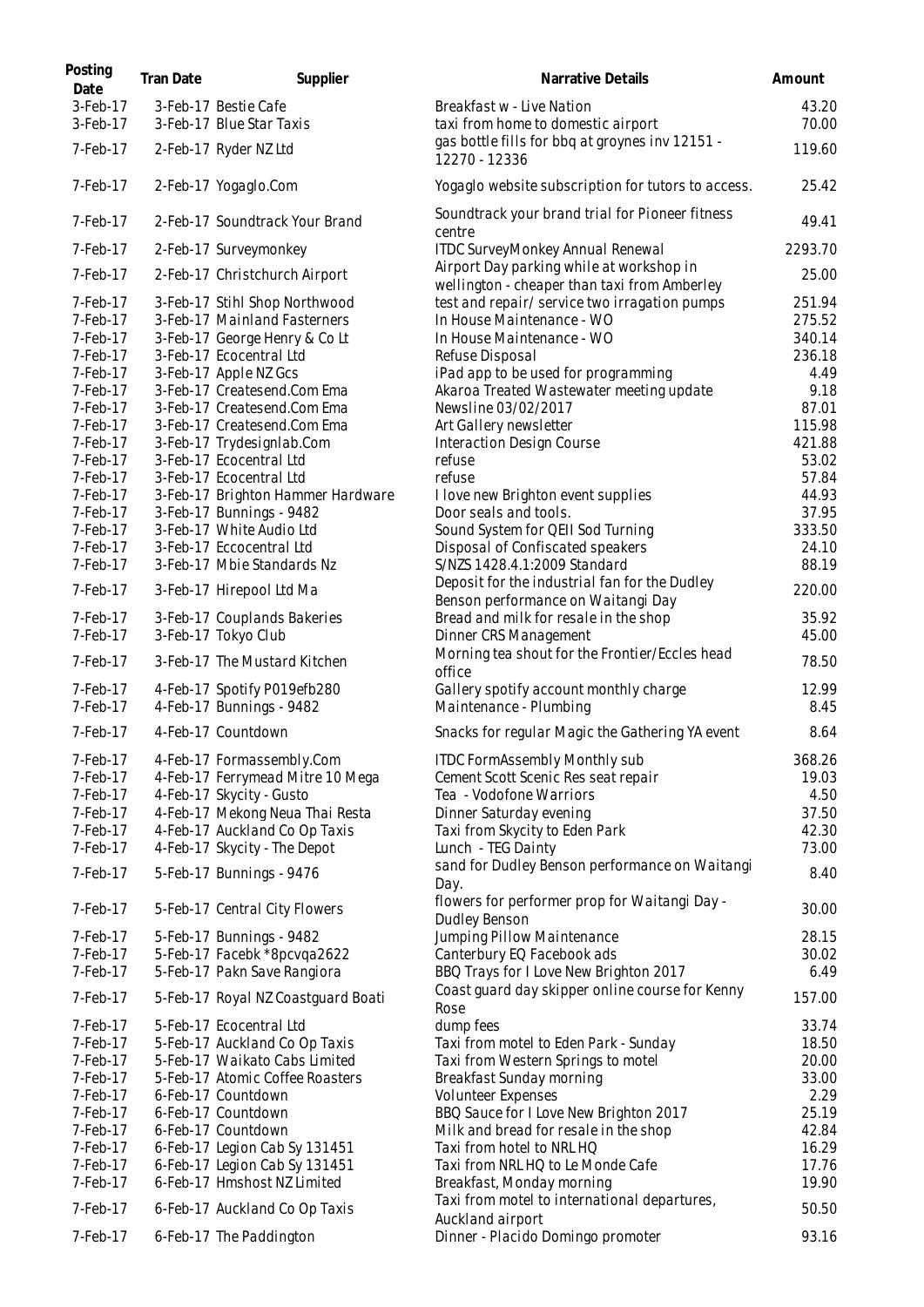| Posting Date | Tran Date | Supplier | Narrative Details | Amount |
|---|---|---|---|---|
| 3-Feb-17 | 3-Feb-17 | Bestie Cafe | Breakfast w - Live Nation | 43.20 |
| 3-Feb-17 | 3-Feb-17 | Blue Star Taxis | taxi from home to domestic airport | 70.00 |
| 7-Feb-17 | 2-Feb-17 | Ryder NZ Ltd | gas bottle fills for bbq at groynes inv 12151 - 12270 - 12336 | 119.60 |
| 7-Feb-17 | 2-Feb-17 | Yogaglo.Com | Yogaglo website subscription for tutors to access. | 25.42 |
| 7-Feb-17 | 2-Feb-17 | Soundtrack Your Brand | Soundtrack your brand trial for Pioneer fitness centre | 49.41 |
| 7-Feb-17 | 2-Feb-17 | Surveymonkey | ITDC SurveyMonkey Annual Renewal | 2293.70 |
| 7-Feb-17 | 2-Feb-17 | Christchurch Airport | Airport Day parking while at workshop in wellington - cheaper than taxi from Amberley | 25.00 |
| 7-Feb-17 | 3-Feb-17 | Stihl Shop Northwood | test and repair/ service two irragation pumps | 251.94 |
| 7-Feb-17 | 3-Feb-17 | Mainland Fasterners | In House Maintenance - WO | 275.52 |
| 7-Feb-17 | 3-Feb-17 | George Henry & Co Lt | In House Maintenance - WO | 340.14 |
| 7-Feb-17 | 3-Feb-17 | Ecocentral Ltd | Refuse Disposal | 236.18 |
| 7-Feb-17 | 3-Feb-17 | Apple NZ Gcs | iPad app to be used for programming | 4.49 |
| 7-Feb-17 | 3-Feb-17 | Createsend.Com Ema | Akaroa Treated Wastewater meeting update | 9.18 |
| 7-Feb-17 | 3-Feb-17 | Createsend.Com Ema | Newsline 03/02/2017 | 87.01 |
| 7-Feb-17 | 3-Feb-17 | Createsend.Com Ema | Art Gallery newsletter | 115.98 |
| 7-Feb-17 | 3-Feb-17 | Trydesignlab.Com | Interaction Design Course | 421.88 |
| 7-Feb-17 | 3-Feb-17 | Ecocentral Ltd | refuse | 53.02 |
| 7-Feb-17 | 3-Feb-17 | Ecocentral Ltd | refuse | 57.84 |
| 7-Feb-17 | 3-Feb-17 | Brighton Hammer Hardware | I love new Brighton event supplies | 44.93 |
| 7-Feb-17 | 3-Feb-17 | Bunnings - 9482 | Door seals and tools. | 37.95 |
| 7-Feb-17 | 3-Feb-17 | White Audio Ltd | Sound System for QEII Sod Turning | 333.50 |
| 7-Feb-17 | 3-Feb-17 | Eccocentral Ltd | Disposal of Confiscated speakers | 24.10 |
| 7-Feb-17 | 3-Feb-17 | Mbie Standards Nz | S/NZS 1428.4.1:2009 Standard | 88.19 |
| 7-Feb-17 | 3-Feb-17 | Hirepool Ltd Ma | Deposit for the industrial fan for the Dudley Benson performance on Waitangi Day | 220.00 |
| 7-Feb-17 | 3-Feb-17 | Couplands Bakeries | Bread and milk for resale in the shop | 35.92 |
| 7-Feb-17 | 3-Feb-17 | Tokyo Club | Dinner CRS Management | 45.00 |
| 7-Feb-17 | 3-Feb-17 | The Mustard Kitchen | Morning tea shout for the Frontier/Eccles head office | 78.50 |
| 7-Feb-17 | 4-Feb-17 | Spotify P019efb280 | Gallery spotify account monthly charge | 12.99 |
| 7-Feb-17 | 4-Feb-17 | Bunnings - 9482 | Maintenance - Plumbing | 8.45 |
| 7-Feb-17 | 4-Feb-17 | Countdown | Snacks for regular Magic the Gathering YA event | 8.64 |
| 7-Feb-17 | 4-Feb-17 | Formassembly.Com | ITDC FormAssembly Monthly sub | 368.26 |
| 7-Feb-17 | 4-Feb-17 | Ferrymead Mitre 10 Mega | Cement Scott Scenic Res seat repair | 19.03 |
| 7-Feb-17 | 4-Feb-17 | Skycity - Gusto | Tea - Vodofone Warriors | 4.50 |
| 7-Feb-17 | 4-Feb-17 | Mekong Neua Thai Resta | Dinner Saturday evening | 37.50 |
| 7-Feb-17 | 4-Feb-17 | Auckland Co Op Taxis | Taxi from Skycity to Eden Park | 42.30 |
| 7-Feb-17 | 4-Feb-17 | Skycity - The Depot | Lunch - TEG Dainty | 73.00 |
| 7-Feb-17 | 5-Feb-17 | Bunnings - 9476 | sand for Dudley Benson performance on Waitangi Day. | 8.40 |
| 7-Feb-17 | 5-Feb-17 | Central City Flowers | flowers for performer prop for Waitangi Day - Dudley Benson | 30.00 |
| 7-Feb-17 | 5-Feb-17 | Bunnings - 9482 | Jumping Pillow Maintenance | 28.15 |
| 7-Feb-17 | 5-Feb-17 | Facebk *8pcvqa2622 | Canterbury EQ Facebook ads | 30.02 |
| 7-Feb-17 | 5-Feb-17 | Pakn Save Rangiora | BBQ Trays for I Love New Brighton 2017 | 6.49 |
| 7-Feb-17 | 5-Feb-17 | Royal NZ Coastguard Boati | Coast guard day skipper online course for Kenny Rose | 157.00 |
| 7-Feb-17 | 5-Feb-17 | Ecocentral Ltd | dump fees | 33.74 |
| 7-Feb-17 | 5-Feb-17 | Auckland Co Op Taxis | Taxi from motel to Eden Park - Sunday | 18.50 |
| 7-Feb-17 | 5-Feb-17 | Waikato Cabs Limited | Taxi from Western Springs to motel | 20.00 |
| 7-Feb-17 | 5-Feb-17 | Atomic Coffee Roasters | Breakfast Sunday morning | 33.00 |
| 7-Feb-17 | 6-Feb-17 | Countdown | Volunteer Expenses | 2.29 |
| 7-Feb-17 | 6-Feb-17 | Countdown | BBQ Sauce for I Love New Brighton 2017 | 25.19 |
| 7-Feb-17 | 6-Feb-17 | Countdown | Milk and bread for resale in the shop | 42.84 |
| 7-Feb-17 | 6-Feb-17 | Legion Cab Sy 131451 | Taxi from hotel to NRL HQ | 16.29 |
| 7-Feb-17 | 6-Feb-17 | Legion Cab Sy 131451 | Taxi from NRL HQ to Le Monde Cafe | 17.76 |
| 7-Feb-17 | 6-Feb-17 | Hmshost NZ Limited | Breakfast, Monday morning | 19.90 |
| 7-Feb-17 | 6-Feb-17 | Auckland Co Op Taxis | Taxi from motel to international departures, Auckland airport | 50.50 |
| 7-Feb-17 | 6-Feb-17 | The Paddington | Dinner - Placido Domingo promoter | 93.16 |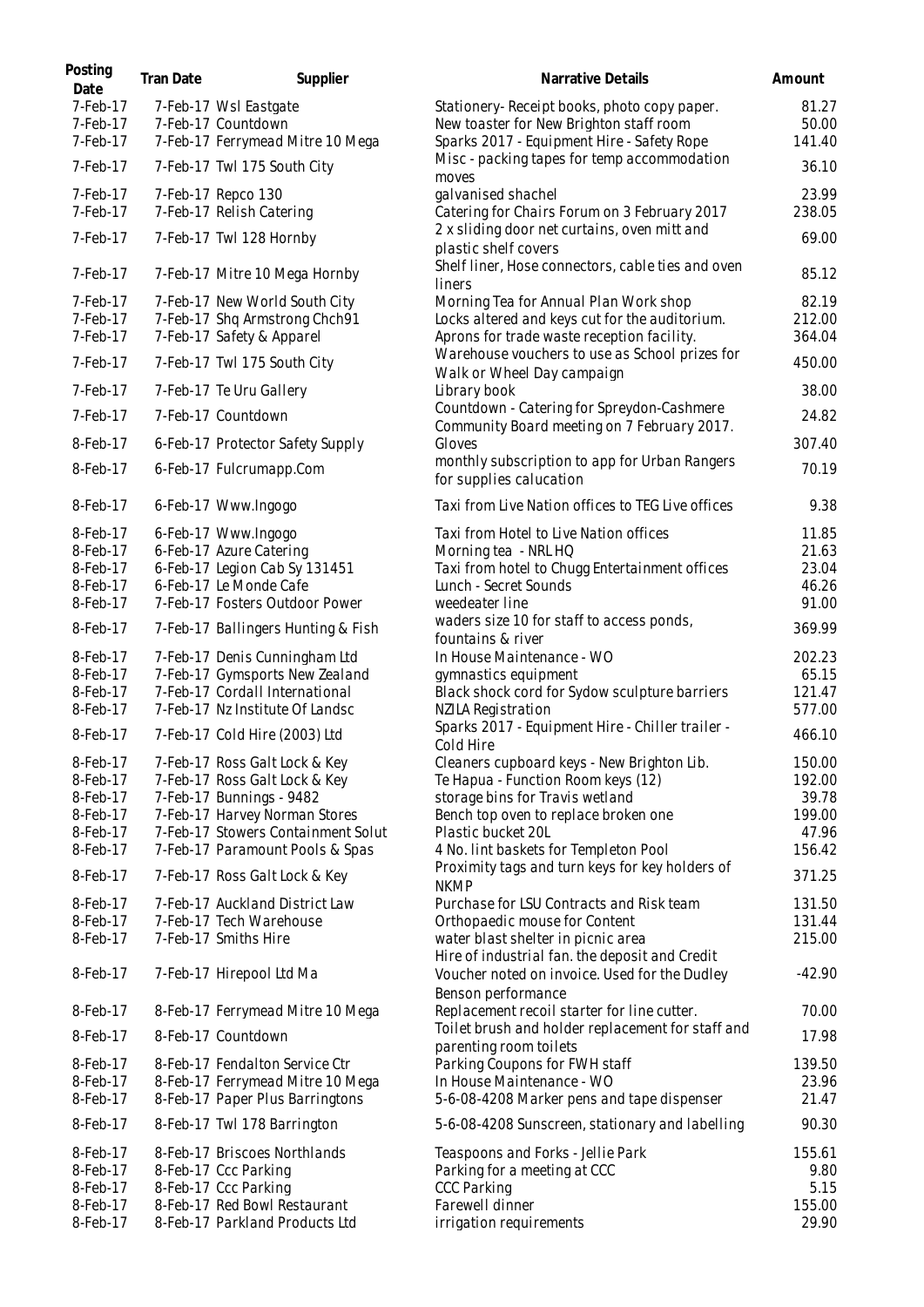| Posting Date | Tran Date | Supplier | Narrative Details | Amount |
|---|---|---|---|---|
| 7-Feb-17 | 7-Feb-17 | Wsl Eastgate | Stationery- Receipt books, photo copy paper. | 81.27 |
| 7-Feb-17 | 7-Feb-17 | Countdown | New toaster for New Brighton staff room | 50.00 |
| 7-Feb-17 | 7-Feb-17 | Ferrymead Mitre 10 Mega | Sparks 2017 - Equipment Hire - Safety Rope | 141.40 |
| 7-Feb-17 | 7-Feb-17 | Twl 175 South City | Misc - packing tapes for temp accommodation moves | 36.10 |
| 7-Feb-17 | 7-Feb-17 | Repco 130 | galvanised shachel | 23.99 |
| 7-Feb-17 | 7-Feb-17 | Relish Catering | Catering for Chairs Forum on 3 February 2017 | 238.05 |
| 7-Feb-17 | 7-Feb-17 | Twl 128 Hornby | 2 x sliding door net curtains, oven mitt and plastic shelf covers | 69.00 |
| 7-Feb-17 | 7-Feb-17 | Mitre 10 Mega Hornby | Shelf liner, Hose connectors, cable ties and oven liners | 85.12 |
| 7-Feb-17 | 7-Feb-17 | New World South City | Morning Tea for Annual Plan Work shop | 82.19 |
| 7-Feb-17 | 7-Feb-17 | Shq Armstrong Chch91 | Locks altered and keys cut for the auditorium. | 212.00 |
| 7-Feb-17 | 7-Feb-17 | Safety & Apparel | Aprons for trade waste reception facility. | 364.04 |
| 7-Feb-17 | 7-Feb-17 | Twl 175 South City | Warehouse vouchers to use as School prizes for Walk or Wheel Day campaign | 450.00 |
| 7-Feb-17 | 7-Feb-17 | Te Uru Gallery | Library book | 38.00 |
| 7-Feb-17 | 7-Feb-17 | Countdown | Countdown - Catering for Spreydon-Cashmere Community Board meeting on 7 February 2017. | 24.82 |
| 8-Feb-17 | 6-Feb-17 | Protector Safety Supply | Gloves | 307.40 |
| 8-Feb-17 | 6-Feb-17 | Fulcrumapp.Com | monthly subscription to app for Urban Rangers for supplies calucation | 70.19 |
| 8-Feb-17 | 6-Feb-17 | Www.Ingogo | Taxi from Live Nation offices to TEG Live offices | 9.38 |
| 8-Feb-17 | 6-Feb-17 | Www.Ingogo | Taxi from Hotel to Live Nation offices | 11.85 |
| 8-Feb-17 | 6-Feb-17 | Azure Catering | Morning tea - NRL HQ | 21.63 |
| 8-Feb-17 | 6-Feb-17 | Legion Cab Sy 131451 | Taxi from hotel to Chugg Entertainment offices | 23.04 |
| 8-Feb-17 | 6-Feb-17 | Le Monde Cafe | Lunch - Secret Sounds | 46.26 |
| 8-Feb-17 | 7-Feb-17 | Fosters Outdoor Power | weedeater line | 91.00 |
| 8-Feb-17 | 7-Feb-17 | Ballingers Hunting & Fish | waders size 10 for staff to access ponds, fountains & river | 369.99 |
| 8-Feb-17 | 7-Feb-17 | Denis Cunningham Ltd | In House Maintenance - WO | 202.23 |
| 8-Feb-17 | 7-Feb-17 | Gymsports New Zealand | gymnastics equipment | 65.15 |
| 8-Feb-17 | 7-Feb-17 | Cordall International | Black shock cord for Sydow sculpture barriers | 121.47 |
| 8-Feb-17 | 7-Feb-17 | Nz Institute Of Landsc | NZILA Registration | 577.00 |
| 8-Feb-17 | 7-Feb-17 | Cold Hire (2003) Ltd | Sparks 2017 - Equipment Hire - Chiller trailer - Cold Hire | 466.10 |
| 8-Feb-17 | 7-Feb-17 | Ross Galt Lock & Key | Cleaners cupboard keys - New Brighton Lib. | 150.00 |
| 8-Feb-17 | 7-Feb-17 | Ross Galt Lock & Key | Te Hapua - Function Room keys (12) | 192.00 |
| 8-Feb-17 | 7-Feb-17 | Bunnings - 9482 | storage bins for Travis wetland | 39.78 |
| 8-Feb-17 | 7-Feb-17 | Harvey Norman Stores | Bench top oven to replace broken one | 199.00 |
| 8-Feb-17 | 7-Feb-17 | Stowers Containment Solut | Plastic bucket 20L | 47.96 |
| 8-Feb-17 | 7-Feb-17 | Paramount Pools & Spas | 4 No. lint baskets for Templeton Pool | 156.42 |
| 8-Feb-17 | 7-Feb-17 | Ross Galt Lock & Key | Proximity tags and turn keys for key holders of NKMP | 371.25 |
| 8-Feb-17 | 7-Feb-17 | Auckland District Law | Purchase for LSU Contracts and Risk team | 131.50 |
| 8-Feb-17 | 7-Feb-17 | Tech Warehouse | Orthopaedic mouse for Content | 131.44 |
| 8-Feb-17 | 7-Feb-17 | Smiths Hire | water blast shelter in picnic area | 215.00 |
| 8-Feb-17 | 7-Feb-17 | Hirepool Ltd Ma | Hire of industrial fan. the deposit and Credit Voucher noted on invoice. Used for the Dudley Benson performance | -42.90 |
| 8-Feb-17 | 8-Feb-17 | Ferrymead Mitre 10 Mega | Replacement recoil starter for line cutter. | 70.00 |
| 8-Feb-17 | 8-Feb-17 | Countdown | Toilet brush and holder replacement for staff and parenting room toilets | 17.98 |
| 8-Feb-17 | 8-Feb-17 | Fendalton Service Ctr | Parking Coupons for FWH staff | 139.50 |
| 8-Feb-17 | 8-Feb-17 | Ferrymead Mitre 10 Mega | In House Maintenance - WO | 23.96 |
| 8-Feb-17 | 8-Feb-17 | Paper Plus Barringtons | 5-6-08-4208 Marker pens and tape dispenser | 21.47 |
| 8-Feb-17 | 8-Feb-17 | Twl 178 Barrington | 5-6-08-4208 Sunscreen, stationary and labelling | 90.30 |
| 8-Feb-17 | 8-Feb-17 | Briscoes Northlands | Teaspoons and Forks - Jellie Park | 155.61 |
| 8-Feb-17 | 8-Feb-17 | Ccc Parking | Parking for a meeting at CCC | 9.80 |
| 8-Feb-17 | 8-Feb-17 | Ccc Parking | CCC Parking | 5.15 |
| 8-Feb-17 | 8-Feb-17 | Red Bowl Restaurant | Farewell dinner | 155.00 |
| 8-Feb-17 | 8-Feb-17 | Parkland Products Ltd | irrigation requirements | 29.90 |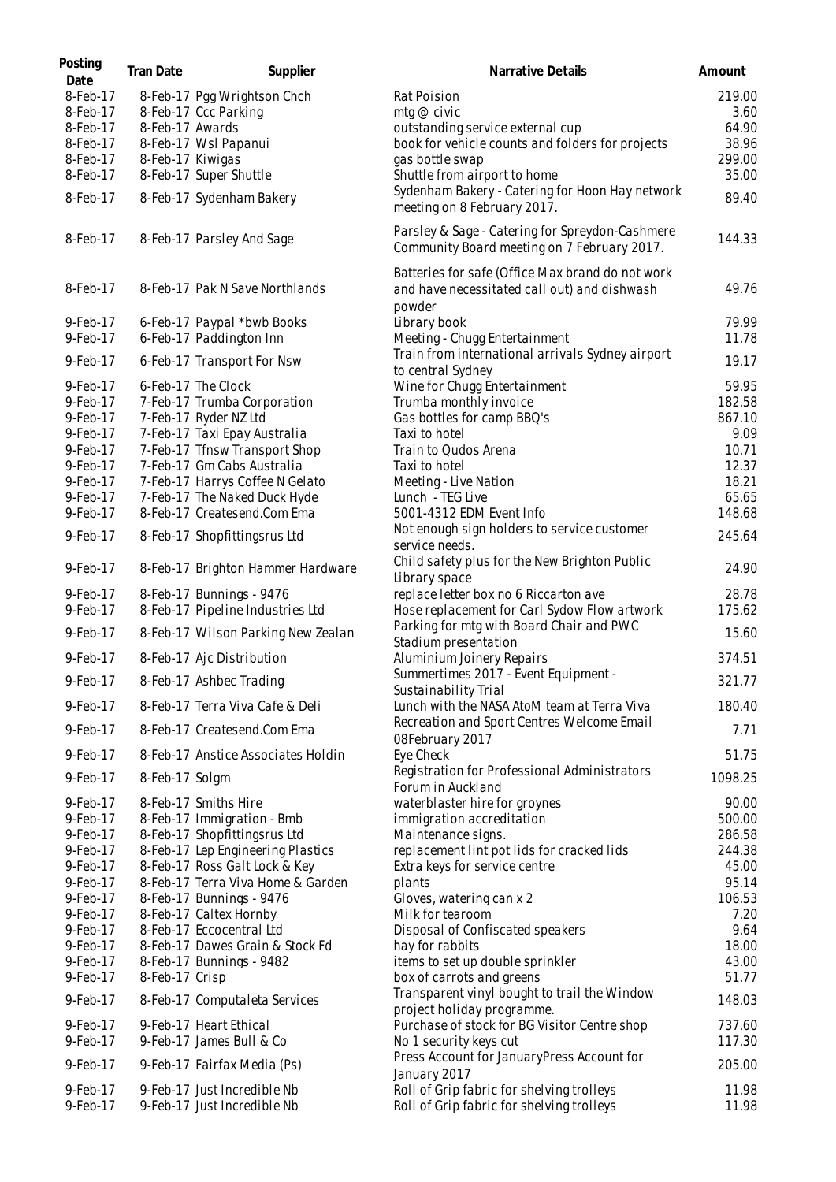| Posting Date | Tran Date | Supplier | Narrative Details | Amount |
|---|---|---|---|---|
| 8-Feb-17 | 8-Feb-17 | Pgg Wrightson Chch | Rat Poision | 219.00 |
| 8-Feb-17 | 8-Feb-17 | Ccc Parking | mtg @ civic | 3.60 |
| 8-Feb-17 | 8-Feb-17 | Awards | outstanding service external cup | 64.90 |
| 8-Feb-17 | 8-Feb-17 | Wsl Papanui | book for vehicle counts and folders for projects | 38.96 |
| 8-Feb-17 | 8-Feb-17 | Kiwigas | gas bottle swap | 299.00 |
| 8-Feb-17 | 8-Feb-17 | Super Shuttle | Shuttle from airport to home | 35.00 |
| 8-Feb-17 | 8-Feb-17 | Sydenham Bakery | Sydenham Bakery - Catering for Hoon Hay network meeting on 8 February 2017. | 89.40 |
| 8-Feb-17 | 8-Feb-17 | Parsley And Sage | Parsley & Sage - Catering for Spreydon-Cashmere Community Board meeting on 7 February 2017. | 144.33 |
| 8-Feb-17 | 8-Feb-17 | Pak N Save Northlands | Batteries for safe (Office Max brand do not work and have necessitated call out) and dishwash powder | 49.76 |
| 9-Feb-17 | 6-Feb-17 | Paypal *bwb Books | Library book | 79.99 |
| 9-Feb-17 | 6-Feb-17 | Paddington Inn | Meeting - Chugg Entertainment | 11.78 |
| 9-Feb-17 | 6-Feb-17 | Transport For Nsw | Train from international arrivals Sydney airport to central Sydney | 19.17 |
| 9-Feb-17 | 6-Feb-17 | The Clock | Wine for Chugg Entertainment | 59.95 |
| 9-Feb-17 | 7-Feb-17 | Trumba Corporation | Trumba monthly invoice | 182.58 |
| 9-Feb-17 | 7-Feb-17 | Ryder NZ Ltd | Gas bottles for camp BBQ's | 867.10 |
| 9-Feb-17 | 7-Feb-17 | Taxi Epay Australia | Taxi to hotel | 9.09 |
| 9-Feb-17 | 7-Feb-17 | Tfnsw Transport Shop | Train to Qudos Arena | 10.71 |
| 9-Feb-17 | 7-Feb-17 | Gm Cabs Australia | Taxi to hotel | 12.37 |
| 9-Feb-17 | 7-Feb-17 | Harrys Coffee N Gelato | Meeting - Live Nation | 18.21 |
| 9-Feb-17 | 7-Feb-17 | The Naked Duck Hyde | Lunch - TEG Live | 65.65 |
| 9-Feb-17 | 8-Feb-17 | Createsend.Com Ema | 5001-4312 EDM Event Info | 148.68 |
| 9-Feb-17 | 8-Feb-17 | Shopfittingsrus Ltd | Not enough sign holders to service customer service needs. | 245.64 |
| 9-Feb-17 | 8-Feb-17 | Brighton Hammer Hardware | Child safety plus for the New Brighton Public Library space | 24.90 |
| 9-Feb-17 | 8-Feb-17 | Bunnings - 9476 | replace letter box no 6 Riccarton ave | 28.78 |
| 9-Feb-17 | 8-Feb-17 | Pipeline Industries Ltd | Hose replacement for Carl Sydow Flow artwork | 175.62 |
| 9-Feb-17 | 8-Feb-17 | Wilson Parking New Zealan | Parking for mtg with Board Chair and PWC Stadium presentation | 15.60 |
| 9-Feb-17 | 8-Feb-17 | Ajc Distribution | Aluminium Joinery Repairs | 374.51 |
| 9-Feb-17 | 8-Feb-17 | Ashbec Trading | Summertimes 2017 - Event Equipment - Sustainability Trial | 321.77 |
| 9-Feb-17 | 8-Feb-17 | Terra Viva Cafe & Deli | Lunch with the NASA AtoM team at Terra Viva | 180.40 |
| 9-Feb-17 | 8-Feb-17 | Createsend.Com Ema | Recreation and Sport Centres Welcome Email 08February 2017 | 7.71 |
| 9-Feb-17 | 8-Feb-17 | Anstice Associates Holdin | Eye Check | 51.75 |
| 9-Feb-17 | 8-Feb-17 | Solgm | Registration for Professional Administrators Forum in Auckland | 1098.25 |
| 9-Feb-17 | 8-Feb-17 | Smiths Hire | waterblaster hire for groynes | 90.00 |
| 9-Feb-17 | 8-Feb-17 | Immigration - Bmb | immigration accreditation | 500.00 |
| 9-Feb-17 | 8-Feb-17 | Shopfittingsrus Ltd | Maintenance signs. | 286.58 |
| 9-Feb-17 | 8-Feb-17 | Lep Engineering Plastics | replacement lint pot lids for cracked lids | 244.38 |
| 9-Feb-17 | 8-Feb-17 | Ross Galt Lock & Key | Extra keys for service centre | 45.00 |
| 9-Feb-17 | 8-Feb-17 | Terra Viva Home & Garden | plants | 95.14 |
| 9-Feb-17 | 8-Feb-17 | Bunnings - 9476 | Gloves, watering can x 2 | 106.53 |
| 9-Feb-17 | 8-Feb-17 | Caltex Hornby | Milk for tearoom | 7.20 |
| 9-Feb-17 | 8-Feb-17 | Eccocentral Ltd | Disposal of Confiscated speakers | 9.64 |
| 9-Feb-17 | 8-Feb-17 | Dawes Grain & Stock Fd | hay for rabbits | 18.00 |
| 9-Feb-17 | 8-Feb-17 | Bunnings - 9482 | items to set up double sprinkler | 43.00 |
| 9-Feb-17 | 8-Feb-17 | Crisp | box of carrots and greens | 51.77 |
| 9-Feb-17 | 8-Feb-17 | Computaleta Services | Transparent vinyl bought to trail the Window project holiday programme. | 148.03 |
| 9-Feb-17 | 9-Feb-17 | Heart Ethical | Purchase of stock for BG Visitor Centre shop | 737.60 |
| 9-Feb-17 | 9-Feb-17 | James Bull & Co | No 1 security keys cut | 117.30 |
| 9-Feb-17 | 9-Feb-17 | Fairfax Media (Ps) | Press Account for JanuaryPress Account for January 2017 | 205.00 |
| 9-Feb-17 | 9-Feb-17 | Just Incredible Nb | Roll of Grip fabric for shelving trolleys | 11.98 |
| 9-Feb-17 | 9-Feb-17 | Just Incredible Nb | Roll of Grip fabric for shelving trolleys | 11.98 |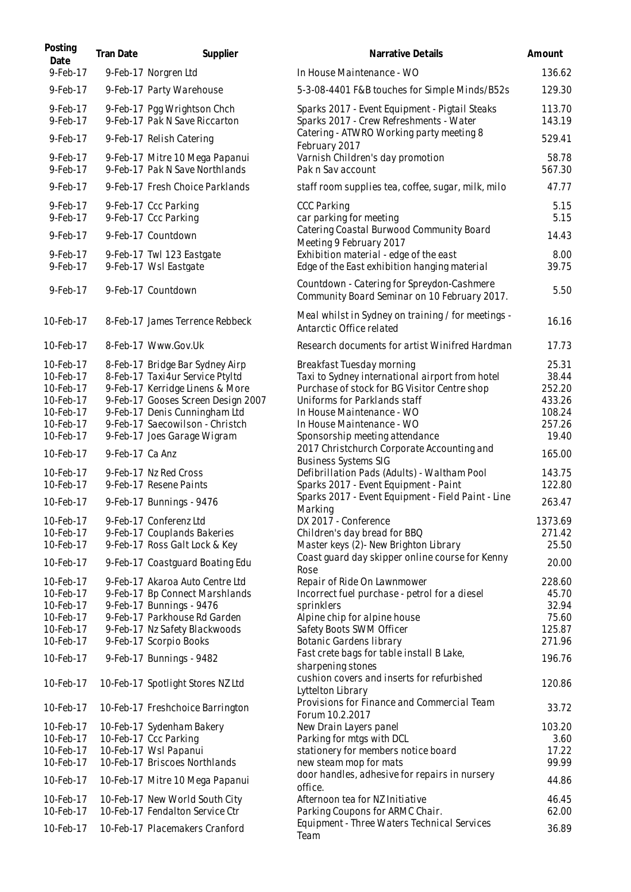| Posting Date | Tran Date | Supplier | Narrative Details | Amount |
| --- | --- | --- | --- | --- |
| 9-Feb-17 | 9-Feb-17 | Norgren Ltd | In House Maintenance - WO | 136.62 |
| 9-Feb-17 | 9-Feb-17 | Party Warehouse | 5-3-08-4401 F&B touches for Simple Minds/B52s | 129.30 |
| 9-Feb-17 | 9-Feb-17 | Pgg Wrightson Chch | Sparks 2017 - Event Equipment - Pigtail Steaks | 113.70 |
| 9-Feb-17 | 9-Feb-17 | Pak N Save Riccarton | Sparks 2017 - Crew Refreshments - Water | 143.19 |
| 9-Feb-17 | 9-Feb-17 | Relish Catering | Catering - ATWRO Working party meeting 8 February 2017 | 529.41 |
| 9-Feb-17 | 9-Feb-17 | Mitre 10 Mega Papanui | Varnish Children's day promotion | 58.78 |
| 9-Feb-17 | 9-Feb-17 | Pak N Save Northlands | Pak n Sav account | 567.30 |
| 9-Feb-17 | 9-Feb-17 | Fresh Choice Parklands | staff room supplies tea, coffee, sugar, milk, milo | 47.77 |
| 9-Feb-17 | 9-Feb-17 | Ccc Parking | CCC Parking | 5.15 |
| 9-Feb-17 | 9-Feb-17 | Ccc Parking | car parking for meeting | 5.15 |
| 9-Feb-17 | 9-Feb-17 | Countdown | Catering Coastal Burwood Community Board Meeting 9 February 2017 | 14.43 |
| 9-Feb-17 | 9-Feb-17 | Twl 123 Eastgate | Exhibition material - edge of the east | 8.00 |
| 9-Feb-17 | 9-Feb-17 | Wsl Eastgate | Edge of the East exhibition hanging material | 39.75 |
| 9-Feb-17 | 9-Feb-17 | Countdown | Countdown - Catering for Spreydon-Cashmere Community Board Seminar on 10 February 2017. | 5.50 |
| 10-Feb-17 | 8-Feb-17 | James Terrence Rebbeck | Meal whilst in Sydney on training / for meetings - Antarctic Office related | 16.16 |
| 10-Feb-17 | 8-Feb-17 | Www.Gov.Uk | Research documents for artist Winifred Hardman | 17.73 |
| 10-Feb-17 | 8-Feb-17 | Bridge Bar Sydney Airp | Breakfast Tuesday morning | 25.31 |
| 10-Feb-17 | 8-Feb-17 | Taxi4ur Service Ptyltd | Taxi to Sydney international airport from hotel | 38.44 |
| 10-Feb-17 | 9-Feb-17 | Kerridge Linens & More | Purchase of stock for BG Visitor Centre shop | 252.20 |
| 10-Feb-17 | 9-Feb-17 | Gooses Screen Design 2007 | Uniforms for Parklands staff | 433.26 |
| 10-Feb-17 | 9-Feb-17 | Denis Cunningham Ltd | In House Maintenance - WO | 108.24 |
| 10-Feb-17 | 9-Feb-17 | Saecowilson - Christch | In House Maintenance - WO | 257.26 |
| 10-Feb-17 | 9-Feb-17 | Joes Garage Wigram | Sponsorship meeting attendance | 19.40 |
| 10-Feb-17 | 9-Feb-17 | Ca Anz | 2017 Christchurch Corporate Accounting and Business Systems SIG | 165.00 |
| 10-Feb-17 | 9-Feb-17 | Nz Red Cross | Defibrillation Pads (Adults) - Waltham Pool | 143.75 |
| 10-Feb-17 | 9-Feb-17 | Resene Paints | Sparks 2017 - Event Equipment - Paint | 122.80 |
| 10-Feb-17 | 9-Feb-17 | Bunnings - 9476 | Sparks 2017 - Event Equipment - Field Paint - Line Marking | 263.47 |
| 10-Feb-17 | 9-Feb-17 | Conferenz Ltd | DX 2017 - Conference | 1373.69 |
| 10-Feb-17 | 9-Feb-17 | Couplands Bakeries | Children's day bread for BBQ | 271.42 |
| 10-Feb-17 | 9-Feb-17 | Ross Galt Lock & Key | Master keys (2)- New Brighton Library | 25.50 |
| 10-Feb-17 | 9-Feb-17 | Coastguard Boating Edu | Coast guard day skipper online course for Kenny Rose | 20.00 |
| 10-Feb-17 | 9-Feb-17 | Akaroa Auto Centre Ltd | Repair of Ride On Lawnmower | 228.60 |
| 10-Feb-17 | 9-Feb-17 | Bp Connect Marshlands | Incorrect fuel purchase - petrol for a diesel | 45.70 |
| 10-Feb-17 | 9-Feb-17 | Bunnings - 9476 | sprinklers | 32.94 |
| 10-Feb-17 | 9-Feb-17 | Parkhouse Rd Garden | Alpine chip for alpine house | 75.60 |
| 10-Feb-17 | 9-Feb-17 | Nz Safety Blackwoods | Safety Boots SWM Officer | 125.87 |
| 10-Feb-17 | 9-Feb-17 | Scorpio Books | Botanic Gardens library | 271.96 |
| 10-Feb-17 | 9-Feb-17 | Bunnings - 9482 | Fast crete bags for table install B Lake, sharpening stones | 196.76 |
| 10-Feb-17 | 10-Feb-17 | Spotlight Stores NZ Ltd | cushion covers and inserts for refurbished Lyttelton Library | 120.86 |
| 10-Feb-17 | 10-Feb-17 | Freshchoice Barrington | Provisions for Finance and Commercial Team Forum 10.2.2017 | 33.72 |
| 10-Feb-17 | 10-Feb-17 | Sydenham Bakery | New Drain Layers panel | 103.20 |
| 10-Feb-17 | 10-Feb-17 | Ccc Parking | Parking for mtgs with DCL | 3.60 |
| 10-Feb-17 | 10-Feb-17 | Wsl Papanui | stationery for members notice board | 17.22 |
| 10-Feb-17 | 10-Feb-17 | Briscoes Northlands | new steam mop for mats | 99.99 |
| 10-Feb-17 | 10-Feb-17 | Mitre 10 Mega Papanui | door handles, adhesive for repairs in nursery office. | 44.86 |
| 10-Feb-17 | 10-Feb-17 | New World South City | Afternoon tea for NZ Initiative | 46.45 |
| 10-Feb-17 | 10-Feb-17 | Fendalton Service Ctr | Parking Coupons for ARMC Chair. | 62.00 |
| 10-Feb-17 | 10-Feb-17 | Placemakers Cranford | Equipment - Three Waters Technical Services Team | 36.89 |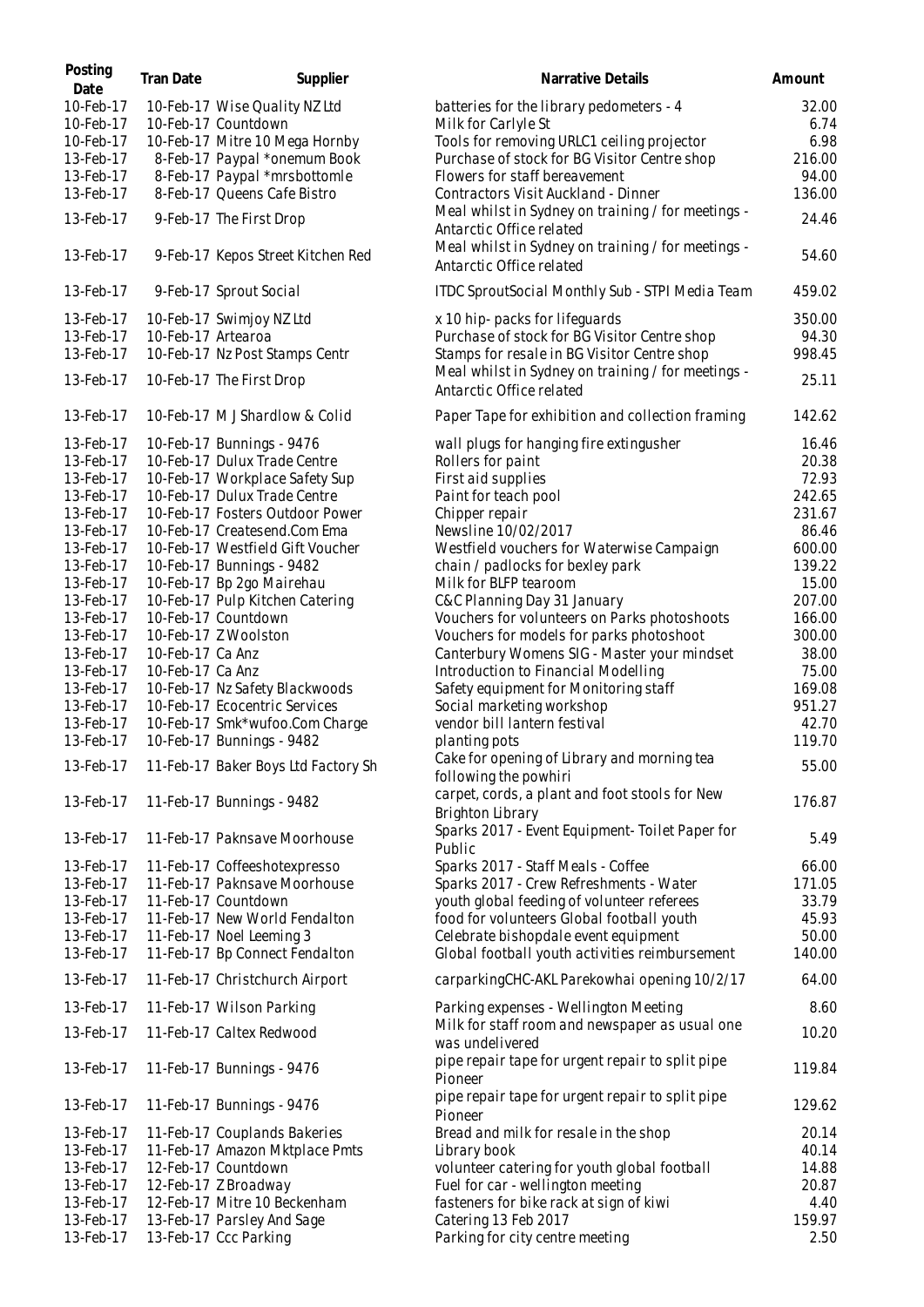| Posting Date | Tran Date | Supplier | Narrative Details | Amount |
|---|---|---|---|---|
| 10-Feb-17 | 10-Feb-17 | Wise Quality NZ Ltd | batteries for the library pedometers - 4 | 32.00 |
| 10-Feb-17 | 10-Feb-17 | Countdown | Milk for Carlyle St | 6.74 |
| 10-Feb-17 | 10-Feb-17 | Mitre 10 Mega Hornby | Tools for removing URLC1 ceiling projector | 6.98 |
| 13-Feb-17 | 8-Feb-17 | Paypal *onemum Book | Purchase of stock for BG Visitor Centre shop | 216.00 |
| 13-Feb-17 | 8-Feb-17 | Paypal *mrsbottomle | Flowers for staff bereavement | 94.00 |
| 13-Feb-17 | 8-Feb-17 | Queens Cafe Bistro | Contractors Visit Auckland - Dinner | 136.00 |
| 13-Feb-17 | 9-Feb-17 | The First Drop | Meal whilst in Sydney on training / for meetings - Antarctic Office related | 24.46 |
| 13-Feb-17 | 9-Feb-17 | Kepos Street Kitchen Red | Meal whilst in Sydney on training / for meetings - Antarctic Office related | 54.60 |
| 13-Feb-17 | 9-Feb-17 | Sprout Social | ITDC SproutSocial Monthly Sub - STPI Media Team | 459.02 |
| 13-Feb-17 | 10-Feb-17 | Swimjoy NZ Ltd | x 10 hip- packs for lifeguards | 350.00 |
| 13-Feb-17 | 10-Feb-17 | Artearoa | Purchase of stock for BG Visitor Centre shop | 94.30 |
| 13-Feb-17 | 10-Feb-17 | Nz Post Stamps Centr | Stamps for resale in BG Visitor Centre shop | 998.45 |
| 13-Feb-17 | 10-Feb-17 | The First Drop | Meal whilst in Sydney on training / for meetings - Antarctic Office related | 25.11 |
| 13-Feb-17 | 10-Feb-17 | M J Shardlow & Colid | Paper Tape for exhibition and collection framing | 142.62 |
| 13-Feb-17 | 10-Feb-17 | Bunnings - 9476 | wall plugs for hanging fire extingusher | 16.46 |
| 13-Feb-17 | 10-Feb-17 | Dulux Trade Centre | Rollers for paint | 20.38 |
| 13-Feb-17 | 10-Feb-17 | Workplace Safety Sup | First aid supplies | 72.93 |
| 13-Feb-17 | 10-Feb-17 | Dulux Trade Centre | Paint for teach pool | 242.65 |
| 13-Feb-17 | 10-Feb-17 | Fosters Outdoor Power | Chipper repair | 231.67 |
| 13-Feb-17 | 10-Feb-17 | Createsend.Com Ema | Newsline 10/02/2017 | 86.46 |
| 13-Feb-17 | 10-Feb-17 | Westfield Gift Voucher | Westfield vouchers for Waterwise Campaign | 600.00 |
| 13-Feb-17 | 10-Feb-17 | Bunnings - 9482 | chain / padlocks for bexley park | 139.22 |
| 13-Feb-17 | 10-Feb-17 | Bp 2go Mairehau | Milk for BLFP tearoom | 15.00 |
| 13-Feb-17 | 10-Feb-17 | Pulp Kitchen Catering | C&C Planning Day 31 January | 207.00 |
| 13-Feb-17 | 10-Feb-17 | Countdown | Vouchers for volunteers on Parks photoshoots | 166.00 |
| 13-Feb-17 | 10-Feb-17 | Z Woolston | Vouchers for models for parks photoshoot | 300.00 |
| 13-Feb-17 | 10-Feb-17 | Ca Anz | Canterbury Womens SIG - Master your mindset | 38.00 |
| 13-Feb-17 | 10-Feb-17 | Ca Anz | Introduction to Financial Modelling | 75.00 |
| 13-Feb-17 | 10-Feb-17 | Nz Safety Blackwoods | Safety equipment for Monitoring staff | 169.08 |
| 13-Feb-17 | 10-Feb-17 | Ecocentric Services | Social marketing workshop | 951.27 |
| 13-Feb-17 | 10-Feb-17 | Smk*wufoo.Com Charge | vendor bill lantern festival | 42.70 |
| 13-Feb-17 | 10-Feb-17 | Bunnings - 9482 | planting pots | 119.70 |
| 13-Feb-17 | 11-Feb-17 | Baker Boys Ltd Factory Sh | Cake for opening of Library and morning tea following the powhiri | 55.00 |
| 13-Feb-17 | 11-Feb-17 | Bunnings - 9482 | carpet, cords, a plant and foot stools for New Brighton Library | 176.87 |
| 13-Feb-17 | 11-Feb-17 | Paknsave Moorhouse | Sparks 2017 - Event Equipment- Toilet Paper for Public | 5.49 |
| 13-Feb-17 | 11-Feb-17 | Coffeeshotexpresso | Sparks 2017 - Staff Meals - Coffee | 66.00 |
| 13-Feb-17 | 11-Feb-17 | Paknsave Moorhouse | Sparks 2017 - Crew Refreshments - Water | 171.05 |
| 13-Feb-17 | 11-Feb-17 | Countdown | youth global feeding of volunteer referees | 33.79 |
| 13-Feb-17 | 11-Feb-17 | New World Fendalton | food for volunteers Global football youth | 45.93 |
| 13-Feb-17 | 11-Feb-17 | Noel Leeming 3 | Celebrate bishopdale event equipment | 50.00 |
| 13-Feb-17 | 11-Feb-17 | Bp Connect Fendalton | Global football youth activities reimbursement | 140.00 |
| 13-Feb-17 | 11-Feb-17 | Christchurch Airport | carparkingCHC-AKL Parekowhai opening 10/2/17 | 64.00 |
| 13-Feb-17 | 11-Feb-17 | Wilson Parking | Parking expenses - Wellington Meeting | 8.60 |
| 13-Feb-17 | 11-Feb-17 | Caltex Redwood | Milk for staff room and newspaper as usual one was undelivered | 10.20 |
| 13-Feb-17 | 11-Feb-17 | Bunnings - 9476 | pipe repair tape for urgent repair to split pipe Pioneer | 119.84 |
| 13-Feb-17 | 11-Feb-17 | Bunnings - 9476 | pipe repair tape for urgent repair to split pipe Pioneer | 129.62 |
| 13-Feb-17 | 11-Feb-17 | Couplands Bakeries | Bread and milk for resale in the shop | 20.14 |
| 13-Feb-17 | 11-Feb-17 | Amazon Mktplace Pmts | Library book | 40.14 |
| 13-Feb-17 | 12-Feb-17 | Countdown | volunteer catering for youth global football | 14.88 |
| 13-Feb-17 | 12-Feb-17 | Z Broadway | Fuel for car - wellington meeting | 20.87 |
| 13-Feb-17 | 12-Feb-17 | Mitre 10 Beckenham | fasteners for bike rack at sign of kiwi | 4.40 |
| 13-Feb-17 | 13-Feb-17 | Parsley And Sage | Catering 13 Feb 2017 | 159.97 |
| 13-Feb-17 | 13-Feb-17 | Ccc Parking | Parking for city centre meeting | 2.50 |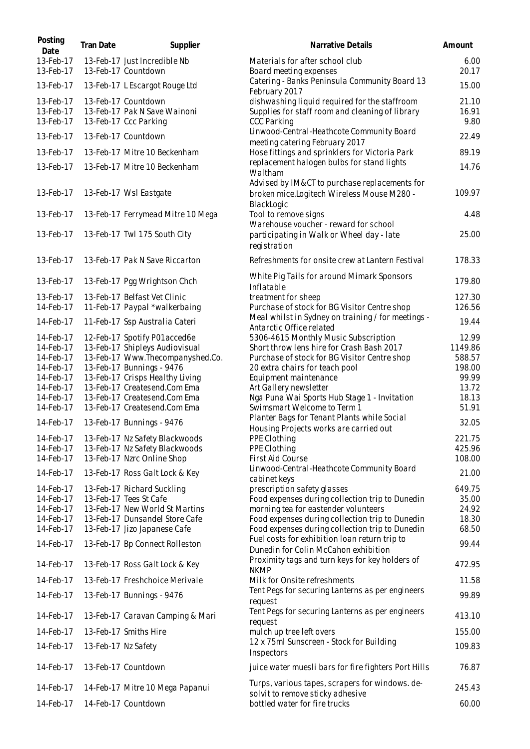| Posting Date | Tran Date | Supplier | Narrative Details | Amount |
|---|---|---|---|---|
| 13-Feb-17 | 13-Feb-17 | Just Incredible Nb | Materials for after school club | 6.00 |
| 13-Feb-17 | 13-Feb-17 | Countdown | Board meeting expenses | 20.17 |
| 13-Feb-17 | 13-Feb-17 | L Escargot Rouge Ltd | Catering - Banks Peninsula Community Board 13 February 2017 | 15.00 |
| 13-Feb-17 | 13-Feb-17 | Countdown | dishwashing liquid required for the staffroom | 21.10 |
| 13-Feb-17 | 13-Feb-17 | Pak N Save Wainoni | Supplies for staff room and cleaning of library | 16.91 |
| 13-Feb-17 | 13-Feb-17 | Ccc Parking | CCC Parking | 9.80 |
| 13-Feb-17 | 13-Feb-17 | Countdown | Linwood-Central-Heathcote Community Board meeting catering February 2017 | 22.49 |
| 13-Feb-17 | 13-Feb-17 | Mitre 10 Beckenham | Hose fittings and sprinklers for Victoria Park | 89.19 |
| 13-Feb-17 | 13-Feb-17 | Mitre 10 Beckenham | replacement halogen bulbs for stand lights Waltham | 14.76 |
| 13-Feb-17 | 13-Feb-17 | Wsl Eastgate | Advised by IM&CT to purchase replacements for broken mice.Logitech Wireless Mouse M280 - BlackLogic | 109.97 |
| 13-Feb-17 | 13-Feb-17 | Ferrymead Mitre 10 Mega | Tool to remove signs | 4.48 |
| 13-Feb-17 | 13-Feb-17 | Twl 175 South City | Warehouse voucher - reward for school participating in Walk or Wheel day - late registration | 25.00 |
| 13-Feb-17 | 13-Feb-17 | Pak N Save Riccarton | Refreshments for onsite crew at Lantern Festival | 178.33 |
| 13-Feb-17 | 13-Feb-17 | Pgg Wrightson Chch | White Pig Tails for around Mimark Sponsors Inflatable | 179.80 |
| 13-Feb-17 | 13-Feb-17 | Belfast Vet Clinic | treatment for sheep | 127.30 |
| 14-Feb-17 | 11-Feb-17 | Paypal *walkerbaing | Purchase of stock for BG Visitor Centre shop | 126.56 |
| 14-Feb-17 | 11-Feb-17 | Ssp Australia Cateri | Meal whilst in Sydney on training / for meetings - Antarctic Office related | 19.44 |
| 14-Feb-17 | 12-Feb-17 | Spotify P01acced6e | 5306-4615 Monthly Music Subscription | 12.99 |
| 14-Feb-17 | 13-Feb-17 | Shipleys Audiovisual | Short throw lens hire for Crash Bash 2017 | 1149.86 |
| 14-Feb-17 | 13-Feb-17 | Www.Thecompanyshed.Co. | Purchase of stock for BG Visitor Centre shop | 588.57 |
| 14-Feb-17 | 13-Feb-17 | Bunnings - 9476 | 20 extra chairs for teach pool | 198.00 |
| 14-Feb-17 | 13-Feb-17 | Crisps Healthy Living | Equipment maintenance | 99.99 |
| 14-Feb-17 | 13-Feb-17 | Createsend.Com Ema | Art Gallery newsletter | 13.72 |
| 14-Feb-17 | 13-Feb-17 | Createsend.Com Ema | Ngā Puna Wai Sports Hub Stage 1 - Invitation | 18.13 |
| 14-Feb-17 | 13-Feb-17 | Createsend.Com Ema | Swimsmart Welcome to Term 1 | 51.91 |
| 14-Feb-17 | 13-Feb-17 | Bunnings - 9476 | Planter Bags for Tenant Plants while Social Housing Projects works are carried out | 32.05 |
| 14-Feb-17 | 13-Feb-17 | Nz Safety Blackwoods | PPE Clothing | 221.75 |
| 14-Feb-17 | 13-Feb-17 | Nz Safety Blackwoods | PPE Clothing | 425.96 |
| 14-Feb-17 | 13-Feb-17 | Nzrc Online Shop | First Aid Course | 108.00 |
| 14-Feb-17 | 13-Feb-17 | Ross Galt Lock & Key | Linwood-Central-Heathcote Community Board cabinet keys | 21.00 |
| 14-Feb-17 | 13-Feb-17 | Richard Suckling | prescription safety glasses | 649.75 |
| 14-Feb-17 | 13-Feb-17 | Tees St Cafe | Food expenses during collection trip to Dunedin | 35.00 |
| 14-Feb-17 | 13-Feb-17 | New World St Martins | morning tea for eastender volunteers | 24.92 |
| 14-Feb-17 | 13-Feb-17 | Dunsandel Store Cafe | Food expenses during collection trip to Dunedin | 18.30 |
| 14-Feb-17 | 13-Feb-17 | Jizo Japanese Cafe | Food expenses during collection trip to Dunedin | 68.50 |
| 14-Feb-17 | 13-Feb-17 | Bp Connect Rolleston | Fuel costs for exhibition loan return trip to Dunedin for Colin McCahon exhibition | 99.44 |
| 14-Feb-17 | 13-Feb-17 | Ross Galt Lock & Key | Proximity tags and turn keys for key holders of NKMP | 472.95 |
| 14-Feb-17 | 13-Feb-17 | Freshchoice Merivale | Milk for Onsite refreshments | 11.58 |
| 14-Feb-17 | 13-Feb-17 | Bunnings - 9476 | Tent Pegs for securing Lanterns as per engineers request | 99.89 |
| 14-Feb-17 | 13-Feb-17 | Caravan Camping & Mari | Tent Pegs for securing Lanterns as per engineers request | 413.10 |
| 14-Feb-17 | 13-Feb-17 | Smiths Hire | mulch up tree left overs | 155.00 |
| 14-Feb-17 | 13-Feb-17 | Nz Safety | 12 x 75ml Sunscreen - Stock for Building Inspectors | 109.83 |
| 14-Feb-17 | 13-Feb-17 | Countdown | juice water muesli bars for fire fighters Port Hills | 76.87 |
| 14-Feb-17 | 14-Feb-17 | Mitre 10 Mega Papanui | Turps, various tapes, scrapers for windows. de-solvit to remove sticky adhesive | 245.43 |
| 14-Feb-17 | 14-Feb-17 | Countdown | bottled water for fire trucks | 60.00 |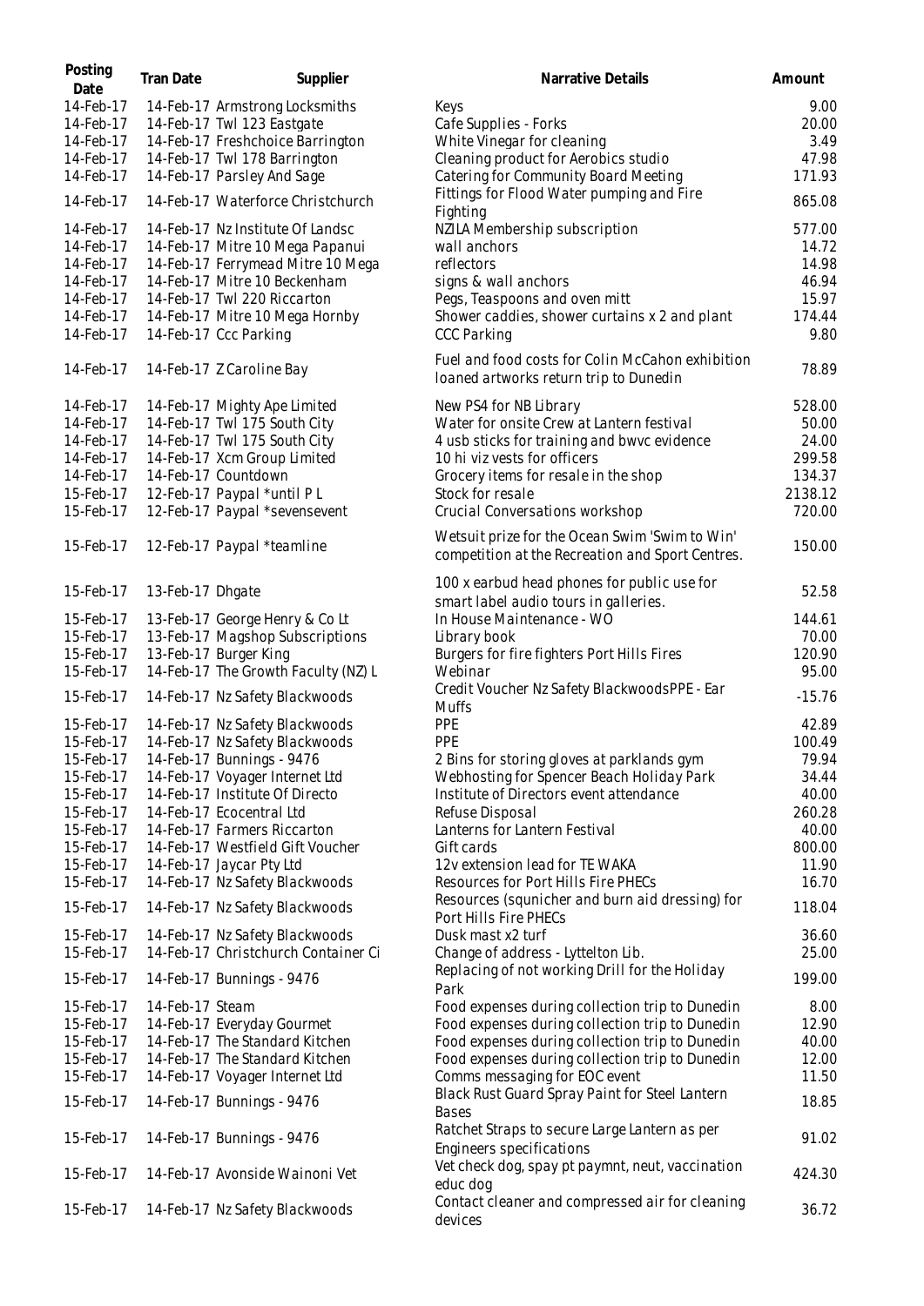| Posting Date | Tran Date | Supplier | Narrative Details | Amount |
|---|---|---|---|---|
| 14-Feb-17 | 14-Feb-17 | Armstrong Locksmiths | Keys | 9.00 |
| 14-Feb-17 | 14-Feb-17 | Twl 123 Eastgate | Cafe Supplies - Forks | 20.00 |
| 14-Feb-17 | 14-Feb-17 | Freshchoice Barrington | White Vinegar for cleaning | 3.49 |
| 14-Feb-17 | 14-Feb-17 | Twl 178 Barrington | Cleaning product for Aerobics studio | 47.98 |
| 14-Feb-17 | 14-Feb-17 | Parsley And Sage | Catering for Community Board Meeting | 171.93 |
| 14-Feb-17 | 14-Feb-17 | Waterforce Christchurch | Fittings for Flood Water pumping and Fire Fighting | 865.08 |
| 14-Feb-17 | 14-Feb-17 | Nz Institute Of Landsc | NZILA Membership subscription | 577.00 |
| 14-Feb-17 | 14-Feb-17 | Mitre 10 Mega Papanui | wall anchors | 14.72 |
| 14-Feb-17 | 14-Feb-17 | Ferrymead Mitre 10 Mega | reflectors | 14.98 |
| 14-Feb-17 | 14-Feb-17 | Mitre 10 Beckenham | signs & wall anchors | 46.94 |
| 14-Feb-17 | 14-Feb-17 | Twl 220 Riccarton | Pegs, Teaspoons and oven mitt | 15.97 |
| 14-Feb-17 | 14-Feb-17 | Mitre 10 Mega Hornby | Shower caddies, shower curtains x 2 and plant | 174.44 |
| 14-Feb-17 | 14-Feb-17 | Ccc Parking | CCC Parking | 9.80 |
| 14-Feb-17 | 14-Feb-17 | Z Caroline Bay | Fuel and food costs for Colin McCahon exhibition loaned artworks return trip to Dunedin | 78.89 |
| 14-Feb-17 | 14-Feb-17 | Mighty Ape Limited | New PS4 for NB Library | 528.00 |
| 14-Feb-17 | 14-Feb-17 | Twl 175 South City | Water for onsite Crew at Lantern festival | 50.00 |
| 14-Feb-17 | 14-Feb-17 | Twl 175 South City | 4 usb sticks for training and bwvc evidence | 24.00 |
| 14-Feb-17 | 14-Feb-17 | Xcm Group Limited | 10 hi viz vests for officers | 299.58 |
| 14-Feb-17 | 14-Feb-17 | Countdown | Grocery items for resale in the shop | 134.37 |
| 15-Feb-17 | 12-Feb-17 | Paypal *until P L | Stock for resale | 2138.12 |
| 15-Feb-17 | 12-Feb-17 | Paypal *sevensevent | Crucial Conversations workshop | 720.00 |
| 15-Feb-17 | 12-Feb-17 | Paypal *teamline | Wetsuit prize for the Ocean Swim 'Swim to Win' competition at the Recreation and Sport Centres. | 150.00 |
| 15-Feb-17 | 13-Feb-17 | Dhgate | 100 x earbud head phones for public use for smart label audio tours in galleries. | 52.58 |
| 15-Feb-17 | 13-Feb-17 | George Henry & Co Lt | In House Maintenance - WO | 144.61 |
| 15-Feb-17 | 13-Feb-17 | Magshop Subscriptions | Library book | 70.00 |
| 15-Feb-17 | 13-Feb-17 | Burger King | Burgers for fire fighters Port Hills Fires | 120.90 |
| 15-Feb-17 | 14-Feb-17 | The Growth Faculty (NZ) L | Webinar | 95.00 |
| 15-Feb-17 | 14-Feb-17 | Nz Safety Blackwoods | Credit Voucher Nz Safety BlackwoodsPPE - Ear Muffs | -15.76 |
| 15-Feb-17 | 14-Feb-17 | Nz Safety Blackwoods | PPE | 42.89 |
| 15-Feb-17 | 14-Feb-17 | Nz Safety Blackwoods | PPE | 100.49 |
| 15-Feb-17 | 14-Feb-17 | Bunnings - 9476 | 2 Bins for storing gloves at parklands gym | 79.94 |
| 15-Feb-17 | 14-Feb-17 | Voyager Internet Ltd | Webhosting for Spencer Beach Holiday Park | 34.44 |
| 15-Feb-17 | 14-Feb-17 | Institute Of Directo | Institute of Directors event attendance | 40.00 |
| 15-Feb-17 | 14-Feb-17 | Ecocentral Ltd | Refuse Disposal | 260.28 |
| 15-Feb-17 | 14-Feb-17 | Farmers Riccarton | Lanterns for Lantern Festival | 40.00 |
| 15-Feb-17 | 14-Feb-17 | Westfield Gift Voucher | Gift cards | 800.00 |
| 15-Feb-17 | 14-Feb-17 | Jaycar Pty Ltd | 12v extension lead for TE WAKA | 11.90 |
| 15-Feb-17 | 14-Feb-17 | Nz Safety Blackwoods | Resources for Port Hills Fire PHECs | 16.70 |
| 15-Feb-17 | 14-Feb-17 | Nz Safety Blackwoods | Resources (squnicher and burn aid dressing) for Port Hills Fire PHECs | 118.04 |
| 15-Feb-17 | 14-Feb-17 | Nz Safety Blackwoods | Dusk mast x2 turf | 36.60 |
| 15-Feb-17 | 14-Feb-17 | Christchurch Container Ci | Change of address - Lyttelton Lib. | 25.00 |
| 15-Feb-17 | 14-Feb-17 | Bunnings - 9476 | Replacing of not working Drill for the Holiday Park | 199.00 |
| 15-Feb-17 | 14-Feb-17 | Steam | Food expenses during collection trip to Dunedin | 8.00 |
| 15-Feb-17 | 14-Feb-17 | Everyday Gourmet | Food expenses during collection trip to Dunedin | 12.90 |
| 15-Feb-17 | 14-Feb-17 | The Standard Kitchen | Food expenses during collection trip to Dunedin | 40.00 |
| 15-Feb-17 | 14-Feb-17 | The Standard Kitchen | Food expenses during collection trip to Dunedin | 12.00 |
| 15-Feb-17 | 14-Feb-17 | Voyager Internet Ltd | Comms messaging for EOC event | 11.50 |
| 15-Feb-17 | 14-Feb-17 | Bunnings - 9476 | Black Rust Guard Spray Paint for Steel Lantern Bases | 18.85 |
| 15-Feb-17 | 14-Feb-17 | Bunnings - 9476 | Ratchet Straps to secure Large Lantern as per Engineers specifications | 91.02 |
| 15-Feb-17 | 14-Feb-17 | Avonside Wainoni Vet | Vet check dog, spay pt paymnt, neut, vaccination educ dog | 424.30 |
| 15-Feb-17 | 14-Feb-17 | Nz Safety Blackwoods | Contact cleaner and compressed air for cleaning devices | 36.72 |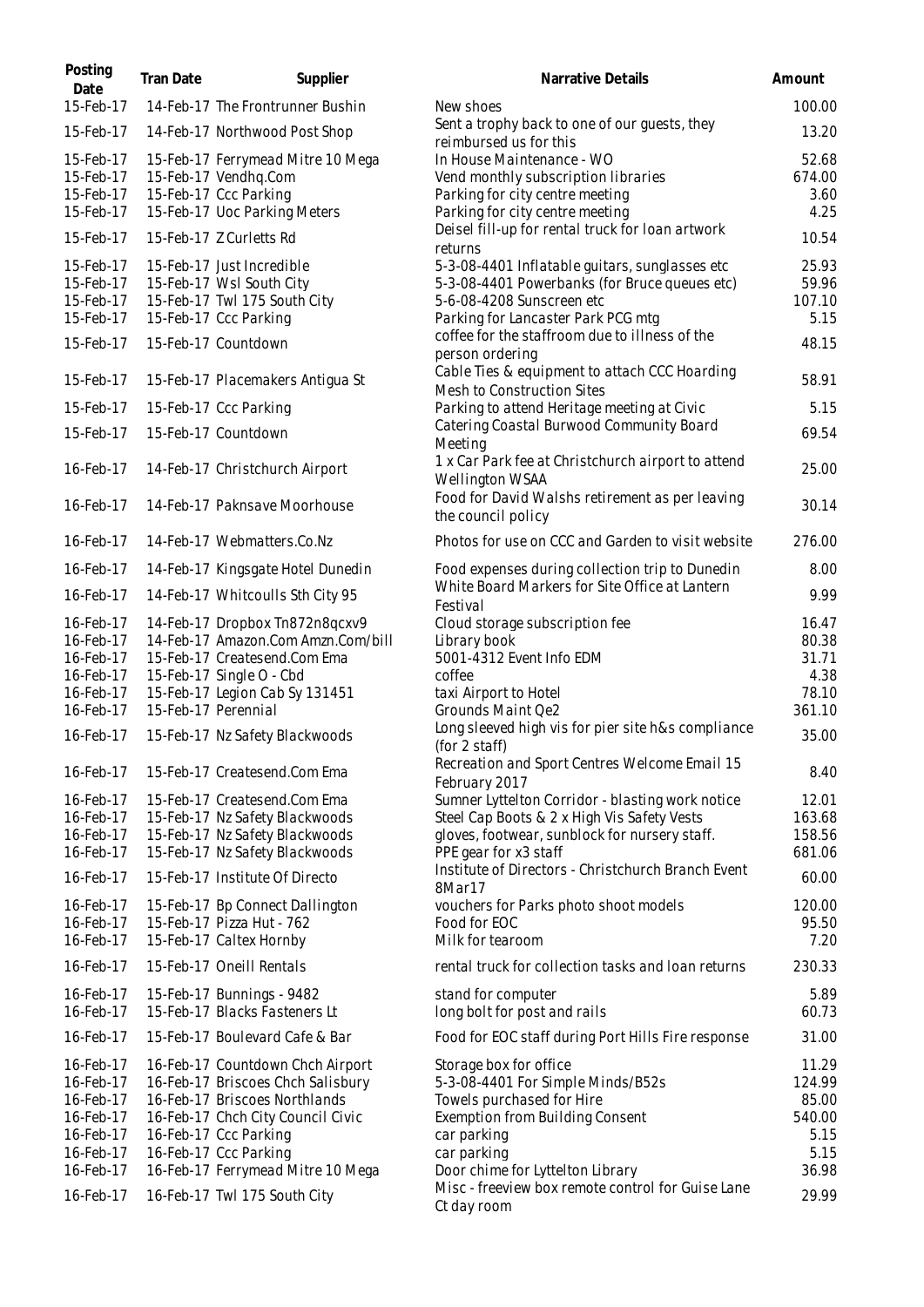| Posting Date | Tran Date | Supplier | Narrative Details | Amount |
|---|---|---|---|---|
| 15-Feb-17 | 14-Feb-17 | The Frontrunner Bushin | New shoes | 100.00 |
| 15-Feb-17 | 14-Feb-17 | Northwood Post Shop | Sent a trophy back to one of our guests, they reimbursed us for this | 13.20 |
| 15-Feb-17 | 15-Feb-17 | Ferrymead Mitre 10 Mega | In House Maintenance - WO | 52.68 |
| 15-Feb-17 | 15-Feb-17 | Vendhq.Com | Vend monthly subscription libraries | 674.00 |
| 15-Feb-17 | 15-Feb-17 | Ccc Parking | Parking for city centre meeting | 3.60 |
| 15-Feb-17 | 15-Feb-17 | Uoc Parking Meters | Parking for city centre meeting | 4.25 |
| 15-Feb-17 | 15-Feb-17 | Z Curletts Rd | Deisel fill-up for rental truck for loan artwork returns | 10.54 |
| 15-Feb-17 | 15-Feb-17 | Just Incredible | 5-3-08-4401 Inflatable guitars, sunglasses etc | 25.93 |
| 15-Feb-17 | 15-Feb-17 | Wsl South City | 5-3-08-4401 Powerbanks (for Bruce queues etc) | 59.96 |
| 15-Feb-17 | 15-Feb-17 | Twl 175 South City | 5-6-08-4208 Sunscreen etc | 107.10 |
| 15-Feb-17 | 15-Feb-17 | Ccc Parking | Parking for Lancaster Park PCG mtg | 5.15 |
| 15-Feb-17 | 15-Feb-17 | Countdown | coffee for the staffroom due to illness of the person ordering | 48.15 |
| 15-Feb-17 | 15-Feb-17 | Placemakers Antigua St | Cable Ties & equipment to attach CCC Hoarding Mesh to Construction Sites | 58.91 |
| 15-Feb-17 | 15-Feb-17 | Ccc Parking | Parking to attend Heritage meeting at Civic | 5.15 |
| 15-Feb-17 | 15-Feb-17 | Countdown | Catering Coastal Burwood Community Board Meeting | 69.54 |
| 16-Feb-17 | 14-Feb-17 | Christchurch Airport | 1 x Car Park fee at Christchurch airport to attend Wellington WSAA | 25.00 |
| 16-Feb-17 | 14-Feb-17 | Paknsave Moorhouse | Food for David Walshs retirement as per leaving the council policy | 30.14 |
| 16-Feb-17 | 14-Feb-17 | Webmatters.Co.Nz | Photos for use on CCC and Garden to visit website | 276.00 |
| 16-Feb-17 | 14-Feb-17 | Kingsgate Hotel Dunedin | Food expenses during collection trip to Dunedin | 8.00 |
| 16-Feb-17 | 14-Feb-17 | Whitcoulls Sth City 95 | White Board Markers for Site Office at Lantern Festival | 9.99 |
| 16-Feb-17 | 14-Feb-17 | Dropbox Tn872n8qcxv9 | Cloud storage subscription fee | 16.47 |
| 16-Feb-17 | 14-Feb-17 | Amazon.Com Amzn.Com/bill | Library book | 80.38 |
| 16-Feb-17 | 15-Feb-17 | Createsend.Com Ema | 5001-4312 Event Info EDM | 31.71 |
| 16-Feb-17 | 15-Feb-17 | Single O - Cbd | coffee | 4.38 |
| 16-Feb-17 | 15-Feb-17 | Legion Cab Sy 131451 | taxi Airport to Hotel | 78.10 |
| 16-Feb-17 | 15-Feb-17 | Perennial | Grounds Maint Qe2 | 361.10 |
| 16-Feb-17 | 15-Feb-17 | Nz Safety Blackwoods | Long sleeved high vis for pier site h&s compliance (for 2 staff) | 35.00 |
| 16-Feb-17 | 15-Feb-17 | Createsend.Com Ema | Recreation and Sport Centres Welcome Email 15 February 2017 | 8.40 |
| 16-Feb-17 | 15-Feb-17 | Createsend.Com Ema | Sumner Lyttelton Corridor - blasting work notice | 12.01 |
| 16-Feb-17 | 15-Feb-17 | Nz Safety Blackwoods | Steel Cap Boots & 2 x High Vis Safety Vests | 163.68 |
| 16-Feb-17 | 15-Feb-17 | Nz Safety Blackwoods | gloves, footwear, sunblock for nursery staff. | 158.56 |
| 16-Feb-17 | 15-Feb-17 | Nz Safety Blackwoods | PPE gear for x3 staff | 681.06 |
| 16-Feb-17 | 15-Feb-17 | Institute Of Directo | Institute of Directors - Christchurch Branch Event 8Mar17 | 60.00 |
| 16-Feb-17 | 15-Feb-17 | Bp Connect Dallington | vouchers for Parks photo shoot models | 120.00 |
| 16-Feb-17 | 15-Feb-17 | Pizza Hut - 762 | Food for EOC | 95.50 |
| 16-Feb-17 | 15-Feb-17 | Caltex Hornby | Milk for tearoom | 7.20 |
| 16-Feb-17 | 15-Feb-17 | Oneill Rentals | rental truck for collection tasks and loan returns | 230.33 |
| 16-Feb-17 | 15-Feb-17 | Bunnings - 9482 | stand for computer | 5.89 |
| 16-Feb-17 | 15-Feb-17 | Blacks Fasteners Lt | long bolt for post and rails | 60.73 |
| 16-Feb-17 | 15-Feb-17 | Boulevard Cafe & Bar | Food for EOC staff during Port Hills Fire response | 31.00 |
| 16-Feb-17 | 16-Feb-17 | Countdown Chch Airport | Storage box for office | 11.29 |
| 16-Feb-17 | 16-Feb-17 | Briscoes Chch Salisbury | 5-3-08-4401 For Simple Minds/B52s | 124.99 |
| 16-Feb-17 | 16-Feb-17 | Briscoes Northlands | Towels purchased for Hire | 85.00 |
| 16-Feb-17 | 16-Feb-17 | Chch City Council Civic | Exemption from Building Consent | 540.00 |
| 16-Feb-17 | 16-Feb-17 | Ccc Parking | car parking | 5.15 |
| 16-Feb-17 | 16-Feb-17 | Ccc Parking | car parking | 5.15 |
| 16-Feb-17 | 16-Feb-17 | Ferrymead Mitre 10 Mega | Door chime for Lyttelton Library | 36.98 |
| 16-Feb-17 | 16-Feb-17 | Twl 175 South City | Misc - freeview box remote control for Guise Lane Ct day room | 29.99 |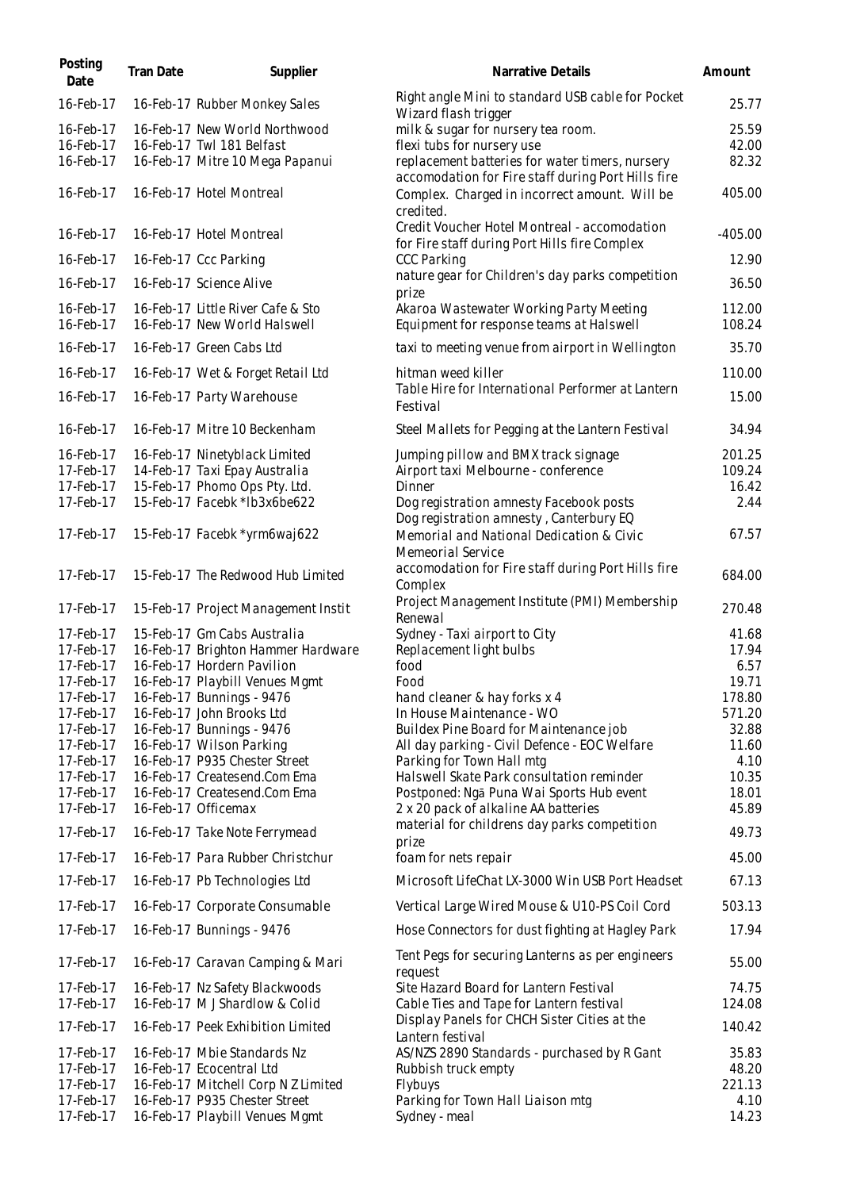| Posting Date | Tran Date | Supplier | Narrative Details | Amount |
|---|---|---|---|---|
| 16-Feb-17 | 16-Feb-17 | Rubber Monkey Sales | Right angle Mini to standard USB cable for Pocket Wizard flash trigger | 25.77 |
| 16-Feb-17 | 16-Feb-17 | New World Northwood | milk & sugar for nursery tea room. | 25.59 |
| 16-Feb-17 | 16-Feb-17 | Twl 181 Belfast | flexi tubs for nursery use | 42.00 |
| 16-Feb-17 | 16-Feb-17 | Mitre 10 Mega Papanui | replacement batteries for water timers, nursery | 82.32 |
| 16-Feb-17 | 16-Feb-17 | Hotel Montreal | accomodation for Fire staff during Port Hills fire Complex. Charged in incorrect amount. Will be credited. | 405.00 |
| 16-Feb-17 | 16-Feb-17 | Hotel Montreal | Credit Voucher Hotel Montreal - accomodation for Fire staff during Port Hills fire Complex | -405.00 |
| 16-Feb-17 | 16-Feb-17 | Ccc Parking | CCC Parking | 12.90 |
| 16-Feb-17 | 16-Feb-17 | Science Alive | nature gear for Children's day parks competition prize | 36.50 |
| 16-Feb-17 | 16-Feb-17 | Little River Cafe & Sto | Akaroa Wastewater Working Party Meeting | 112.00 |
| 16-Feb-17 | 16-Feb-17 | New World Halswell | Equipment for response teams at Halswell | 108.24 |
| 16-Feb-17 | 16-Feb-17 | Green Cabs Ltd | taxi to meeting venue from airport in Wellington | 35.70 |
| 16-Feb-17 | 16-Feb-17 | Wet & Forget Retail Ltd | hitman weed killer | 110.00 |
| 16-Feb-17 | 16-Feb-17 | Party Warehouse | Table Hire for International Performer at Lantern Festival | 15.00 |
| 16-Feb-17 | 16-Feb-17 | Mitre 10 Beckenham | Steel Mallets for Pegging at the Lantern Festival | 34.94 |
| 16-Feb-17 | 16-Feb-17 | Ninetyblack Limited | Jumping pillow and BMX track signage | 201.25 |
| 17-Feb-17 | 14-Feb-17 | Taxi Epay Australia | Airport taxi Melbourne - conference | 109.24 |
| 17-Feb-17 | 15-Feb-17 | Phomo Ops Pty. Ltd. | Dinner | 16.42 |
| 17-Feb-17 | 15-Feb-17 | Facebk *lb3x6be622 | Dog registration amnesty Facebook posts | 2.44 |
| 17-Feb-17 | 15-Feb-17 | Facebk *yrm6waj622 | Dog registration amnesty , Canterbury EQ Memorial and National Dedication & Civic Memeorial Service | 67.57 |
| 17-Feb-17 | 15-Feb-17 | The Redwood Hub Limited | accomodation for Fire staff during Port Hills fire Complex | 684.00 |
| 17-Feb-17 | 15-Feb-17 | Project Management Instit | Project Management Institute (PMI) Membership Renewal | 270.48 |
| 17-Feb-17 | 15-Feb-17 | Gm Cabs Australia | Sydney - Taxi airport to City | 41.68 |
| 17-Feb-17 | 16-Feb-17 | Brighton Hammer Hardware | Replacement light bulbs | 17.94 |
| 17-Feb-17 | 16-Feb-17 | Hordern Pavilion | food | 6.57 |
| 17-Feb-17 | 16-Feb-17 | Playbill Venues Mgmt | Food | 19.71 |
| 17-Feb-17 | 16-Feb-17 | Bunnings - 9476 | hand cleaner & hay forks x 4 | 178.80 |
| 17-Feb-17 | 16-Feb-17 | John Brooks Ltd | In House Maintenance - WO | 571.20 |
| 17-Feb-17 | 16-Feb-17 | Bunnings - 9476 | Buildex Pine Board for Maintenance job | 32.88 |
| 17-Feb-17 | 16-Feb-17 | Wilson Parking | All day parking - Civil Defence - EOC Welfare | 11.60 |
| 17-Feb-17 | 16-Feb-17 | P935 Chester Street | Parking for Town Hall mtg | 4.10 |
| 17-Feb-17 | 16-Feb-17 | Createsend.Com Ema | Halswell Skate Park consultation reminder | 10.35 |
| 17-Feb-17 | 16-Feb-17 | Createsend.Com Ema | Postponed: Ngā Puna Wai Sports Hub event | 18.01 |
| 17-Feb-17 | 16-Feb-17 | Officemax | 2 x 20 pack of alkaline AA batteries | 45.89 |
| 17-Feb-17 | 16-Feb-17 | Take Note Ferrymead | material for childrens day parks competition prize | 49.73 |
| 17-Feb-17 | 16-Feb-17 | Para Rubber Christchur | foam for nets repair | 45.00 |
| 17-Feb-17 | 16-Feb-17 | Pb Technologies Ltd | Microsoft LifeChat LX-3000 Win USB Port Headset | 67.13 |
| 17-Feb-17 | 16-Feb-17 | Corporate Consumable | Vertical Large Wired Mouse & U10-PS Coil Cord | 503.13 |
| 17-Feb-17 | 16-Feb-17 | Bunnings - 9476 | Hose Connectors for dust fighting at Hagley Park | 17.94 |
| 17-Feb-17 | 16-Feb-17 | Caravan Camping & Mari | Tent Pegs for securing Lanterns as per engineers request | 55.00 |
| 17-Feb-17 | 16-Feb-17 | Nz Safety Blackwoods | Site Hazard Board for Lantern Festival | 74.75 |
| 17-Feb-17 | 16-Feb-17 | M J Shardlow & Colid | Cable Ties and Tape for Lantern festival | 124.08 |
| 17-Feb-17 | 16-Feb-17 | Peek Exhibition Limited | Display Panels for CHCH Sister Cities at the Lantern festival | 140.42 |
| 17-Feb-17 | 16-Feb-17 | Mbie Standards Nz | AS/NZS 2890 Standards - purchased by R Gant | 35.83 |
| 17-Feb-17 | 16-Feb-17 | Ecocentral Ltd | Rubbish truck empty | 48.20 |
| 17-Feb-17 | 16-Feb-17 | Mitchell Corp N Z Limited | Flybuys | 221.13 |
| 17-Feb-17 | 16-Feb-17 | P935 Chester Street | Parking for Town Hall Liaison mtg | 4.10 |
| 17-Feb-17 | 16-Feb-17 | Playbill Venues Mgmt | Sydney - meal | 14.23 |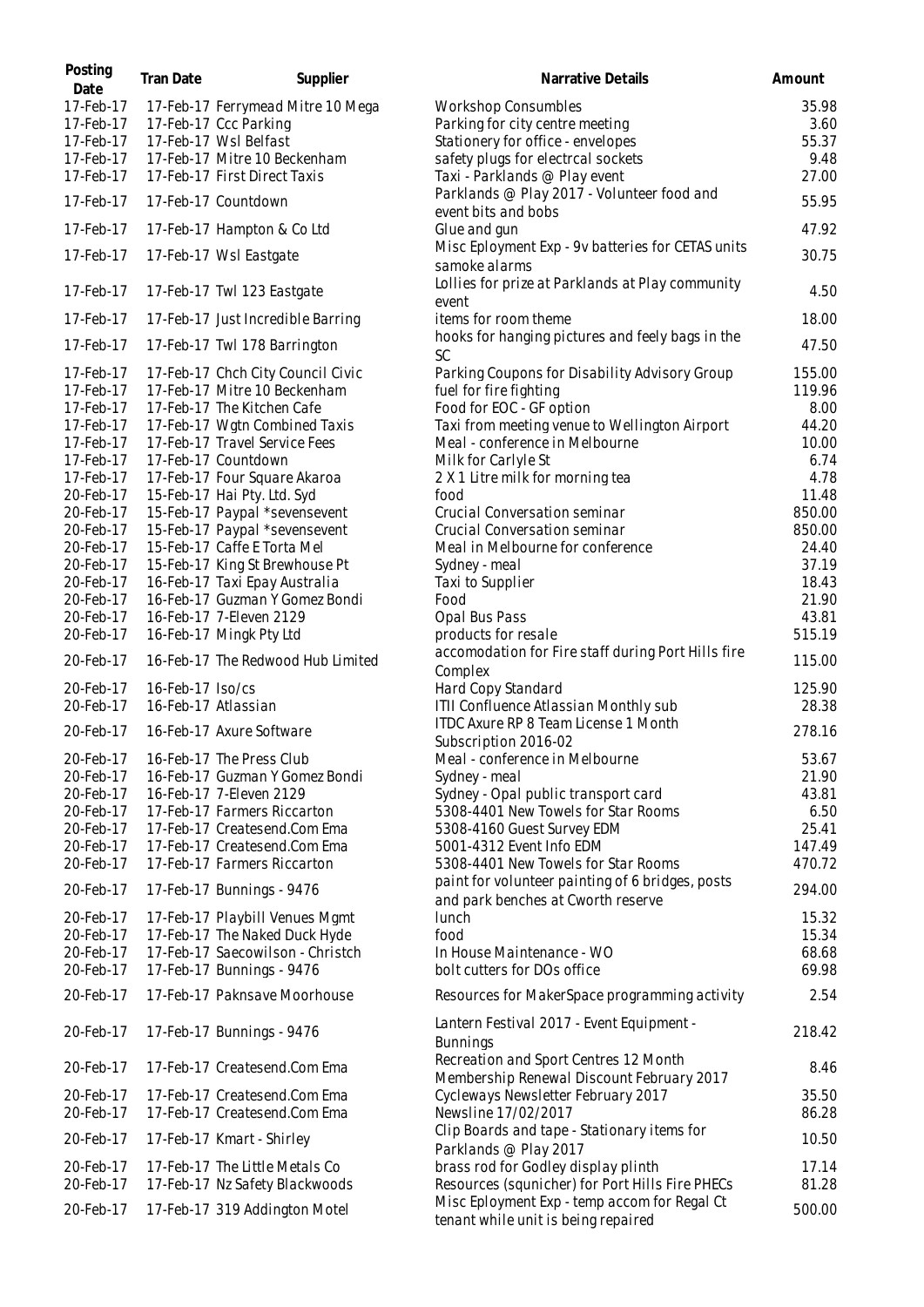| Posting Date | Tran Date | Supplier | Narrative Details | Amount |
|---|---|---|---|---|
| 17-Feb-17 | 17-Feb-17 | Ferrymead Mitre 10 Mega | Workshop Consumbles | 35.98 |
| 17-Feb-17 | 17-Feb-17 | Ccc Parking | Parking for city centre meeting | 3.60 |
| 17-Feb-17 | 17-Feb-17 | Wsl Belfast | Stationery for office - envelopes | 55.37 |
| 17-Feb-17 | 17-Feb-17 | Mitre 10 Beckenham | safety plugs for electrcal sockets | 9.48 |
| 17-Feb-17 | 17-Feb-17 | First Direct Taxis | Taxi - Parklands @ Play event | 27.00 |
| 17-Feb-17 | 17-Feb-17 | Countdown | Parklands @ Play 2017 - Volunteer food and event bits and bobs | 55.95 |
| 17-Feb-17 | 17-Feb-17 | Hampton & Co Ltd | Glue and gun | 47.92 |
| 17-Feb-17 | 17-Feb-17 | Wsl Eastgate | Misc Eployment Exp - 9v batteries for CETAS units samoke alarms | 30.75 |
| 17-Feb-17 | 17-Feb-17 | Twl 123 Eastgate | Lollies for prize at Parklands at Play community event | 4.50 |
| 17-Feb-17 | 17-Feb-17 | Just Incredible Barring | items for room theme | 18.00 |
| 17-Feb-17 | 17-Feb-17 | Twl 178 Barrington | hooks for hanging pictures and feely bags in the SC | 47.50 |
| 17-Feb-17 | 17-Feb-17 | Chch City Council Civic | Parking Coupons for Disability Advisory Group | 155.00 |
| 17-Feb-17 | 17-Feb-17 | Mitre 10 Beckenham | fuel for fire fighting | 119.96 |
| 17-Feb-17 | 17-Feb-17 | The Kitchen Cafe | Food for EOC - GF option | 8.00 |
| 17-Feb-17 | 17-Feb-17 | Wgtn Combined Taxis | Taxi from meeting venue to Wellington Airport | 44.20 |
| 17-Feb-17 | 17-Feb-17 | Travel Service Fees | Meal - conference in Melbourne | 10.00 |
| 17-Feb-17 | 17-Feb-17 | Countdown | Milk for Carlyle St | 6.74 |
| 17-Feb-17 | 17-Feb-17 | Four Square Akaroa | 2 X 1 Litre milk for morning tea | 4.78 |
| 20-Feb-17 | 15-Feb-17 | Hai Pty. Ltd. Syd | food | 11.48 |
| 20-Feb-17 | 15-Feb-17 | Paypal *sevensevent | Crucial Conversation seminar | 850.00 |
| 20-Feb-17 | 15-Feb-17 | Paypal *sevensevent | Crucial Conversation seminar | 850.00 |
| 20-Feb-17 | 15-Feb-17 | Caffe E Torta Mel | Meal in Melbourne for conference | 24.40 |
| 20-Feb-17 | 15-Feb-17 | King St Brewhouse Pt | Sydney - meal | 37.19 |
| 20-Feb-17 | 16-Feb-17 | Taxi Epay Australia | Taxi to Supplier | 18.43 |
| 20-Feb-17 | 16-Feb-17 | Guzman Y Gomez Bondi | Food | 21.90 |
| 20-Feb-17 | 16-Feb-17 | 7-Eleven 2129 | Opal Bus Pass | 43.81 |
| 20-Feb-17 | 16-Feb-17 | Mingk Pty Ltd | products for resale | 515.19 |
| 20-Feb-17 | 16-Feb-17 | The Redwood Hub Limited | accomodation for Fire staff during Port Hills fire Complex | 115.00 |
| 20-Feb-17 | 16-Feb-17 | Iso/cs | Hard Copy Standard | 125.90 |
| 20-Feb-17 | 16-Feb-17 | Atlassian | ITII Confluence Atlassian Monthly sub | 28.38 |
| 20-Feb-17 | 16-Feb-17 | Axure Software | ITDC Axure RP 8 Team License 1 Month Subscription 2016-02 | 278.16 |
| 20-Feb-17 | 16-Feb-17 | The Press Club | Meal - conference in Melbourne | 53.67 |
| 20-Feb-17 | 16-Feb-17 | Guzman Y Gomez Bondi | Sydney - meal | 21.90 |
| 20-Feb-17 | 16-Feb-17 | 7-Eleven 2129 | Sydney - Opal public transport card | 43.81 |
| 20-Feb-17 | 17-Feb-17 | Farmers Riccarton | 5308-4401 New Towels for Star Rooms | 6.50 |
| 20-Feb-17 | 17-Feb-17 | Createsend.Com Ema | 5308-4160 Guest Survey EDM | 25.41 |
| 20-Feb-17 | 17-Feb-17 | Createsend.Com Ema | 5001-4312 Event Info EDM | 147.49 |
| 20-Feb-17 | 17-Feb-17 | Farmers Riccarton | 5308-4401 New Towels for Star Rooms | 470.72 |
| 20-Feb-17 | 17-Feb-17 | Bunnings - 9476 | paint for volunteer painting of 6 bridges, posts and park benches at Cworth reserve | 294.00 |
| 20-Feb-17 | 17-Feb-17 | Playbill Venues Mgmt | lunch | 15.32 |
| 20-Feb-17 | 17-Feb-17 | The Naked Duck Hyde | food | 15.34 |
| 20-Feb-17 | 17-Feb-17 | Saecowilson - Christch | In House Maintenance - WO | 68.68 |
| 20-Feb-17 | 17-Feb-17 | Bunnings - 9476 | bolt cutters for DOs office | 69.98 |
| 20-Feb-17 | 17-Feb-17 | Paknsave Moorhouse | Resources for MakerSpace programming activity | 2.54 |
| 20-Feb-17 | 17-Feb-17 | Bunnings - 9476 | Lantern Festival 2017 - Event Equipment - Bunnings | 218.42 |
| 20-Feb-17 | 17-Feb-17 | Createsend.Com Ema | Recreation and Sport Centres 12 Month Membership Renewal Discount February 2017 | 8.46 |
| 20-Feb-17 | 17-Feb-17 | Createsend.Com Ema | Cycleways Newsletter February 2017 | 35.50 |
| 20-Feb-17 | 17-Feb-17 | Createsend.Com Ema | Newsline 17/02/2017 | 86.28 |
| 20-Feb-17 | 17-Feb-17 | Kmart - Shirley | Clip Boards and tape - Stationary items for Parklands @ Play 2017 | 10.50 |
| 20-Feb-17 | 17-Feb-17 | The Little Metals Co | brass rod for Godley display plinth | 17.14 |
| 20-Feb-17 | 17-Feb-17 | Nz Safety Blackwoods | Resources (squnicher) for Port Hills Fire PHECs | 81.28 |
| 20-Feb-17 | 17-Feb-17 | 319 Addington Motel | Misc Eployment Exp - temp accom for Regal Ct tenant while unit is being repaired | 500.00 |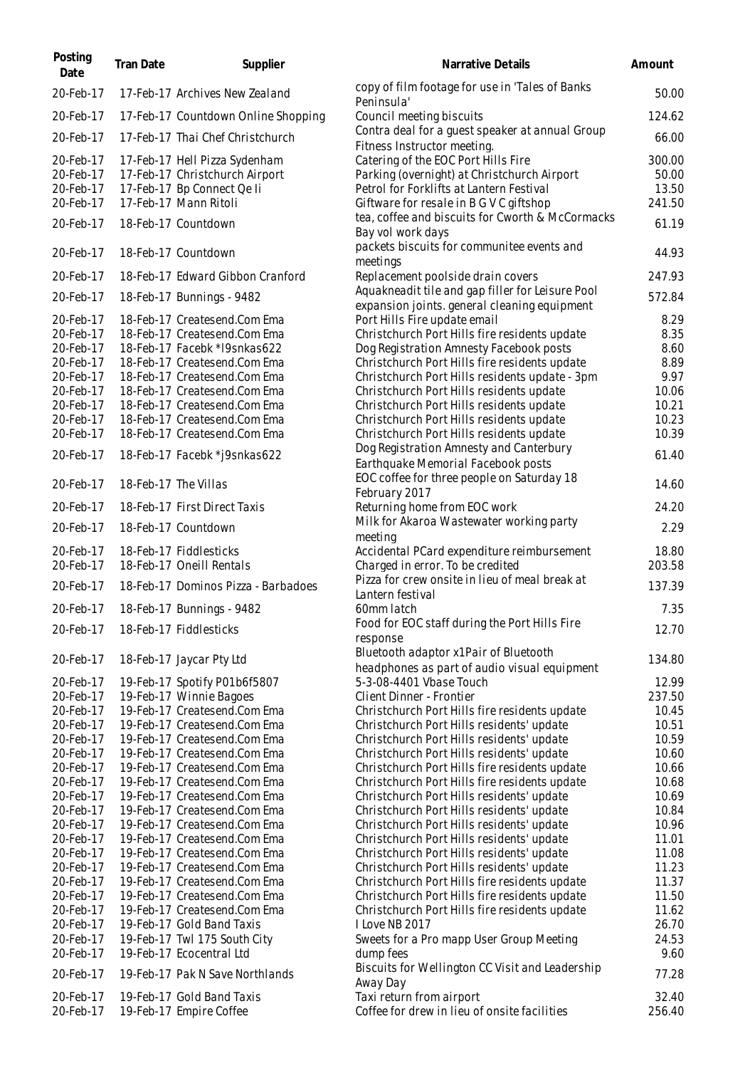| Posting Date | Tran Date | Supplier | Narrative Details | Amount |
|---|---|---|---|---|
| 20-Feb-17 | 17-Feb-17 | Archives New Zealand | copy of film footage for use in 'Tales of Banks Peninsula' | 50.00 |
| 20-Feb-17 | 17-Feb-17 | Countdown Online Shopping | Council meeting biscuits | 124.62 |
| 20-Feb-17 | 17-Feb-17 | Thai Chef Christchurch | Contra deal for a guest speaker at annual Group Fitness Instructor meeting. | 66.00 |
| 20-Feb-17 | 17-Feb-17 | Hell Pizza Sydenham | Catering of the EOC Port Hills Fire | 300.00 |
| 20-Feb-17 | 17-Feb-17 | Christchurch Airport | Parking (overnight) at Christchurch Airport | 50.00 |
| 20-Feb-17 | 17-Feb-17 | Bp Connect Qe Ii | Petrol for Forklifts at Lantern Festival | 13.50 |
| 20-Feb-17 | 17-Feb-17 | Mann Ritoli | Giftware for resale in B G V C giftshop | 241.50 |
| 20-Feb-17 | 18-Feb-17 | Countdown | tea, coffee and biscuits for Cworth & McCormacks Bay vol work days | 61.19 |
| 20-Feb-17 | 18-Feb-17 | Countdown | packets biscuits for communitee events and meetings | 44.93 |
| 20-Feb-17 | 18-Feb-17 | Edward Gibbon Cranford | Replacement poolside drain covers | 247.93 |
| 20-Feb-17 | 18-Feb-17 | Bunnings - 9482 | Aquakneadit tile and gap filler for Leisure Pool expansion joints. general cleaning equipment | 572.84 |
| 20-Feb-17 | 18-Feb-17 | Createsend.Com Ema | Port Hills Fire update email | 8.29 |
| 20-Feb-17 | 18-Feb-17 | Createsend.Com Ema | Christchurch Port Hills fire residents update | 8.35 |
| 20-Feb-17 | 18-Feb-17 | Facebk *l9snkas622 | Dog Registration Amnesty Facebook posts | 8.60 |
| 20-Feb-17 | 18-Feb-17 | Createsend.Com Ema | Christchurch Port Hills fire residents update | 8.89 |
| 20-Feb-17 | 18-Feb-17 | Createsend.Com Ema | Christchurch Port Hills residents update - 3pm | 9.97 |
| 20-Feb-17 | 18-Feb-17 | Createsend.Com Ema | Christchurch Port Hills residents update | 10.06 |
| 20-Feb-17 | 18-Feb-17 | Createsend.Com Ema | Christchurch Port Hills residents update | 10.21 |
| 20-Feb-17 | 18-Feb-17 | Createsend.Com Ema | Christchurch Port Hills residents update | 10.23 |
| 20-Feb-17 | 18-Feb-17 | Createsend.Com Ema | Christchurch Port Hills residents update | 10.39 |
| 20-Feb-17 | 18-Feb-17 | Facebk *j9snkas622 | Dog Registration Amnesty and Canterbury Earthquake Memorial Facebook posts | 61.40 |
| 20-Feb-17 | 18-Feb-17 | The Villas | EOC coffee for three people on Saturday 18 February 2017 | 14.60 |
| 20-Feb-17 | 18-Feb-17 | First Direct Taxis | Returning home from EOC work | 24.20 |
| 20-Feb-17 | 18-Feb-17 | Countdown | Milk for Akaroa Wastewater working party meeting | 2.29 |
| 20-Feb-17 | 18-Feb-17 | Fiddlesticks | Accidental PCard expenditure reimbursement | 18.80 |
| 20-Feb-17 | 18-Feb-17 | Oneill Rentals | Charged in error. To be credited | 203.58 |
| 20-Feb-17 | 18-Feb-17 | Dominos Pizza - Barbadoes | Pizza for crew onsite in lieu of meal break at Lantern festival | 137.39 |
| 20-Feb-17 | 18-Feb-17 | Bunnings - 9482 | 60mm latch | 7.35 |
| 20-Feb-17 | 18-Feb-17 | Fiddlesticks | Food for EOC staff during the Port Hills Fire response | 12.70 |
| 20-Feb-17 | 18-Feb-17 | Jaycar Pty Ltd | Bluetooth adaptor x1Pair of Bluetooth headphones as part of audio visual equipment | 134.80 |
| 20-Feb-17 | 19-Feb-17 | Spotify P01b6f5807 | 5-3-08-4401 Vbase Touch | 12.99 |
| 20-Feb-17 | 19-Feb-17 | Winnie Bagoes | Client Dinner - Frontier | 237.50 |
| 20-Feb-17 | 19-Feb-17 | Createsend.Com Ema | Christchurch Port Hills fire residents update | 10.45 |
| 20-Feb-17 | 19-Feb-17 | Createsend.Com Ema | Christchurch Port Hills residents' update | 10.51 |
| 20-Feb-17 | 19-Feb-17 | Createsend.Com Ema | Christchurch Port Hills residents' update | 10.59 |
| 20-Feb-17 | 19-Feb-17 | Createsend.Com Ema | Christchurch Port Hills residents' update | 10.60 |
| 20-Feb-17 | 19-Feb-17 | Createsend.Com Ema | Christchurch Port Hills fire residents update | 10.66 |
| 20-Feb-17 | 19-Feb-17 | Createsend.Com Ema | Christchurch Port Hills fire residents update | 10.68 |
| 20-Feb-17 | 19-Feb-17 | Createsend.Com Ema | Christchurch Port Hills residents' update | 10.69 |
| 20-Feb-17 | 19-Feb-17 | Createsend.Com Ema | Christchurch Port Hills residents' update | 10.84 |
| 20-Feb-17 | 19-Feb-17 | Createsend.Com Ema | Christchurch Port Hills residents' update | 10.96 |
| 20-Feb-17 | 19-Feb-17 | Createsend.Com Ema | Christchurch Port Hills residents' update | 11.01 |
| 20-Feb-17 | 19-Feb-17 | Createsend.Com Ema | Christchurch Port Hills residents' update | 11.08 |
| 20-Feb-17 | 19-Feb-17 | Createsend.Com Ema | Christchurch Port Hills residents' update | 11.23 |
| 20-Feb-17 | 19-Feb-17 | Createsend.Com Ema | Christchurch Port Hills fire residents update | 11.37 |
| 20-Feb-17 | 19-Feb-17 | Createsend.Com Ema | Christchurch Port Hills fire residents update | 11.50 |
| 20-Feb-17 | 19-Feb-17 | Createsend.Com Ema | Christchurch Port Hills fire residents update | 11.62 |
| 20-Feb-17 | 19-Feb-17 | Gold Band Taxis | I Love NB 2017 | 26.70 |
| 20-Feb-17 | 19-Feb-17 | Twl 175 South City | Sweets for a Pro mapp User Group Meeting | 24.53 |
| 20-Feb-17 | 19-Feb-17 | Ecocentral Ltd | dump fees | 9.60 |
| 20-Feb-17 | 19-Feb-17 | Pak N Save Northlands | Biscuits for Wellington CC Visit and Leadership Away Day | 77.28 |
| 20-Feb-17 | 19-Feb-17 | Gold Band Taxis | Taxi return from airport | 32.40 |
| 20-Feb-17 | 19-Feb-17 | Empire Coffee | Coffee for drew in lieu of onsite facilities | 256.40 |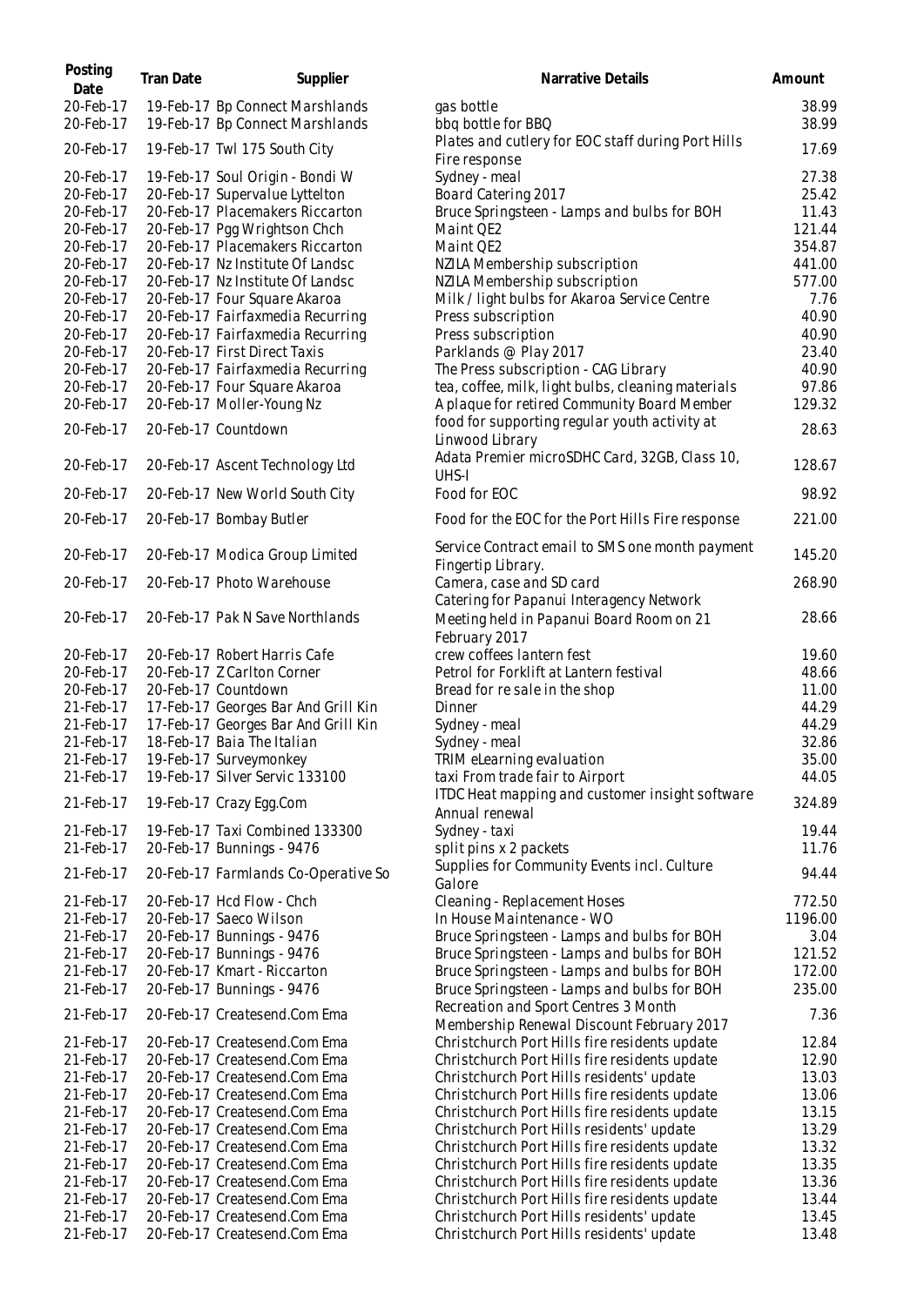| Posting Date | Tran Date | Supplier | Narrative Details | Amount |
|---|---|---|---|---|
| 20-Feb-17 | 19-Feb-17 | Bp Connect Marshlands | gas bottle | 38.99 |
| 20-Feb-17 | 19-Feb-17 | Bp Connect Marshlands | bbq bottle for BBQ | 38.99 |
| 20-Feb-17 | 19-Feb-17 | Twl 175 South City | Plates and cutlery for EOC staff during Port Hills Fire response | 17.69 |
| 20-Feb-17 | 19-Feb-17 | Soul Origin - Bondi W | Sydney - meal | 27.38 |
| 20-Feb-17 | 20-Feb-17 | Supervalue Lyttelton | Board Catering 2017 | 25.42 |
| 20-Feb-17 | 20-Feb-17 | Placemakers Riccarton | Bruce Springsteen - Lamps and bulbs for BOH | 11.43 |
| 20-Feb-17 | 20-Feb-17 | Pgg Wrightson Chch | Maint QE2 | 121.44 |
| 20-Feb-17 | 20-Feb-17 | Placemakers Riccarton | Maint QE2 | 354.87 |
| 20-Feb-17 | 20-Feb-17 | Nz Institute Of Landsc | NZILA Membership subscription | 441.00 |
| 20-Feb-17 | 20-Feb-17 | Nz Institute Of Landsc | NZILA Membership subscription | 577.00 |
| 20-Feb-17 | 20-Feb-17 | Four Square Akaroa | Milk / light bulbs for Akaroa Service Centre | 7.76 |
| 20-Feb-17 | 20-Feb-17 | Fairfaxmedia Recurring | Press subscription | 40.90 |
| 20-Feb-17 | 20-Feb-17 | Fairfaxmedia Recurring | Press subscription | 40.90 |
| 20-Feb-17 | 20-Feb-17 | First Direct Taxis | Parklands @ Play 2017 | 23.40 |
| 20-Feb-17 | 20-Feb-17 | Fairfaxmedia Recurring | The Press subscription - CAG Library | 40.90 |
| 20-Feb-17 | 20-Feb-17 | Four Square Akaroa | tea, coffee, milk, light bulbs, cleaning materials | 97.86 |
| 20-Feb-17 | 20-Feb-17 | Moller-Young Nz | A plaque for retired Community Board Member | 129.32 |
| 20-Feb-17 | 20-Feb-17 | Countdown | food for supporting regular youth activity at Linwood Library | 28.63 |
| 20-Feb-17 | 20-Feb-17 | Ascent Technology Ltd | Adata Premier microSDHC Card, 32GB, Class 10, UHS-I | 128.67 |
| 20-Feb-17 | 20-Feb-17 | New World South City | Food for EOC | 98.92 |
| 20-Feb-17 | 20-Feb-17 | Bombay Butler | Food for the EOC for the Port Hills Fire response | 221.00 |
| 20-Feb-17 | 20-Feb-17 | Modica Group Limited | Service Contract email to SMS one month payment Fingertip Library. | 145.20 |
| 20-Feb-17 | 20-Feb-17 | Photo Warehouse | Camera, case and SD card | 268.90 |
| 20-Feb-17 | 20-Feb-17 | Pak N Save Northlands | Catering for Papanui Interagency Network Meeting held in Papanui Board Room on 21 February 2017 | 28.66 |
| 20-Feb-17 | 20-Feb-17 | Robert Harris Cafe | crew coffees lantern fest | 19.60 |
| 20-Feb-17 | 20-Feb-17 | Z Carlton Corner | Petrol for Forklift at Lantern festival | 48.66 |
| 20-Feb-17 | 20-Feb-17 | Countdown | Bread for re sale in the shop | 11.00 |
| 21-Feb-17 | 17-Feb-17 | Georges Bar And Grill Kin | Dinner | 44.29 |
| 21-Feb-17 | 17-Feb-17 | Georges Bar And Grill Kin | Sydney - meal | 44.29 |
| 21-Feb-17 | 18-Feb-17 | Baia The Italian | Sydney - meal | 32.86 |
| 21-Feb-17 | 19-Feb-17 | Surveymonkey | TRIM eLearning evaluation | 35.00 |
| 21-Feb-17 | 19-Feb-17 | Silver Servic 133100 | taxi From trade fair to Airport | 44.05 |
| 21-Feb-17 | 19-Feb-17 | Crazy Egg.Com | ITDC Heat mapping and customer insight software Annual renewal | 324.89 |
| 21-Feb-17 | 19-Feb-17 | Taxi Combined 133300 | Sydney - taxi | 19.44 |
| 21-Feb-17 | 20-Feb-17 | Bunnings - 9476 | split pins x 2 packets | 11.76 |
| 21-Feb-17 | 20-Feb-17 | Farmlands Co-Operative So | Supplies for Community Events incl. Culture Galore | 94.44 |
| 21-Feb-17 | 20-Feb-17 | Hcd Flow - Chch | Cleaning - Replacement Hoses | 772.50 |
| 21-Feb-17 | 20-Feb-17 | Saeco Wilson | In House Maintenance - WO | 1196.00 |
| 21-Feb-17 | 20-Feb-17 | Bunnings - 9476 | Bruce Springsteen - Lamps and bulbs for BOH | 3.04 |
| 21-Feb-17 | 20-Feb-17 | Bunnings - 9476 | Bruce Springsteen - Lamps and bulbs for BOH | 121.52 |
| 21-Feb-17 | 20-Feb-17 | Kmart - Riccarton | Bruce Springsteen - Lamps and bulbs for BOH | 172.00 |
| 21-Feb-17 | 20-Feb-17 | Bunnings - 9476 | Bruce Springsteen - Lamps and bulbs for BOH | 235.00 |
| 21-Feb-17 | 20-Feb-17 | Createsend.Com Ema | Recreation and Sport Centres 3 Month Membership Renewal Discount February 2017 | 7.36 |
| 21-Feb-17 | 20-Feb-17 | Createsend.Com Ema | Christchurch Port Hills fire residents update | 12.84 |
| 21-Feb-17 | 20-Feb-17 | Createsend.Com Ema | Christchurch Port Hills fire residents update | 12.90 |
| 21-Feb-17 | 20-Feb-17 | Createsend.Com Ema | Christchurch Port Hills residents' update | 13.03 |
| 21-Feb-17 | 20-Feb-17 | Createsend.Com Ema | Christchurch Port Hills fire residents update | 13.06 |
| 21-Feb-17 | 20-Feb-17 | Createsend.Com Ema | Christchurch Port Hills fire residents update | 13.15 |
| 21-Feb-17 | 20-Feb-17 | Createsend.Com Ema | Christchurch Port Hills residents' update | 13.29 |
| 21-Feb-17 | 20-Feb-17 | Createsend.Com Ema | Christchurch Port Hills fire residents update | 13.32 |
| 21-Feb-17 | 20-Feb-17 | Createsend.Com Ema | Christchurch Port Hills fire residents update | 13.35 |
| 21-Feb-17 | 20-Feb-17 | Createsend.Com Ema | Christchurch Port Hills fire residents update | 13.36 |
| 21-Feb-17 | 20-Feb-17 | Createsend.Com Ema | Christchurch Port Hills fire residents update | 13.44 |
| 21-Feb-17 | 20-Feb-17 | Createsend.Com Ema | Christchurch Port Hills residents' update | 13.45 |
| 21-Feb-17 | 20-Feb-17 | Createsend.Com Ema | Christchurch Port Hills residents' update | 13.48 |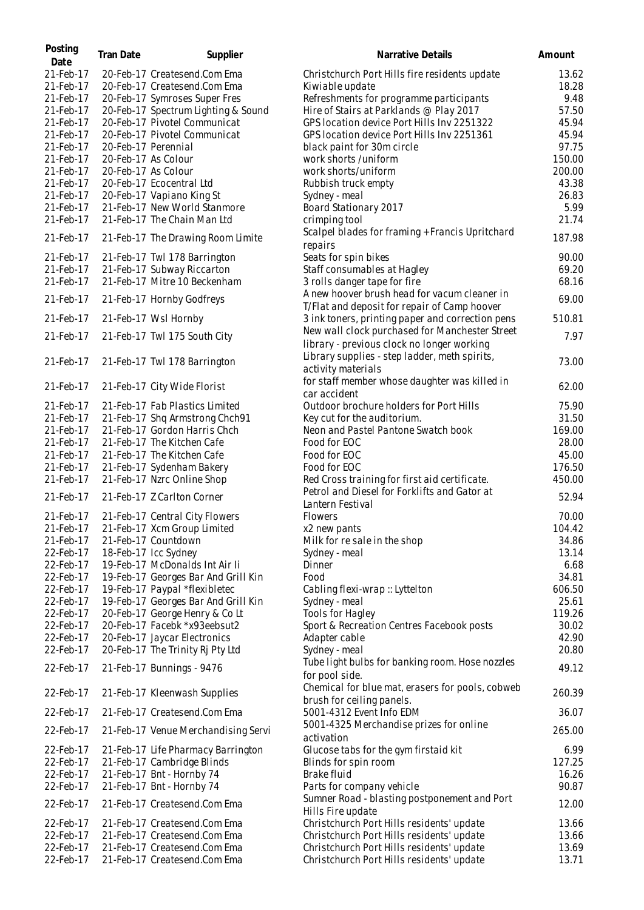| Posting Date | Tran Date | Supplier | Narrative Details | Amount |
|---|---|---|---|---|
| 21-Feb-17 | 20-Feb-17 | Createsend.Com Ema | Christchurch Port Hills fire residents update | 13.62 |
| 21-Feb-17 | 20-Feb-17 | Createsend.Com Ema | Kiwiable update | 18.28 |
| 21-Feb-17 | 20-Feb-17 | Symroses Super Fres | Refreshments for programme participants | 9.48 |
| 21-Feb-17 | 20-Feb-17 | Spectrum Lighting & Sound | Hire of Stairs at Parklands @ Play 2017 | 57.50 |
| 21-Feb-17 | 20-Feb-17 | Pivotel Communicat | GPS location device Port Hills Inv 2251322 | 45.94 |
| 21-Feb-17 | 20-Feb-17 | Pivotel Communicat | GPS location device Port Hills Inv 2251361 | 45.94 |
| 21-Feb-17 | 20-Feb-17 | Perennial | black paint for 30m circle | 97.75 |
| 21-Feb-17 | 20-Feb-17 | As Colour | work shorts /uniform | 150.00 |
| 21-Feb-17 | 20-Feb-17 | As Colour | work shorts/uniform | 200.00 |
| 21-Feb-17 | 20-Feb-17 | Ecocentral Ltd | Rubbish truck empty | 43.38 |
| 21-Feb-17 | 20-Feb-17 | Vapiano King St | Sydney - meal | 26.83 |
| 21-Feb-17 | 21-Feb-17 | New World Stanmore | Board Stationary 2017 | 5.99 |
| 21-Feb-17 | 21-Feb-17 | The Chain Man Ltd | crimping tool | 21.74 |
| 21-Feb-17 | 21-Feb-17 | The Drawing Room Limite | Scalpel blades for framing + Francis Upritchard repairs | 187.98 |
| 21-Feb-17 | 21-Feb-17 | Twl 178 Barrington | Seats for spin bikes | 90.00 |
| 21-Feb-17 | 21-Feb-17 | Subway Riccarton | Staff consumables at Hagley | 69.20 |
| 21-Feb-17 | 21-Feb-17 | Mitre 10 Beckenham | 3 rolls danger tape for fire | 68.16 |
| 21-Feb-17 | 21-Feb-17 | Hornby Godfreys | A new hoover brush head for vacum cleaner in T/Flat and deposit for repair of Camp hoover | 69.00 |
| 21-Feb-17 | 21-Feb-17 | Wsl Hornby | 3 ink toners, printing paper and correction pens | 510.81 |
| 21-Feb-17 | 21-Feb-17 | Twl 175 South City | New wall clock purchased for Manchester Street library - previous clock no longer working | 7.97 |
| 21-Feb-17 | 21-Feb-17 | Twl 178 Barrington | Library supplies - step ladder, meth spirits, activity materials | 73.00 |
| 21-Feb-17 | 21-Feb-17 | City Wide Florist | for staff member whose daughter was killed in car accident | 62.00 |
| 21-Feb-17 | 21-Feb-17 | Fab Plastics Limited | Outdoor brochure holders for Port Hills | 75.90 |
| 21-Feb-17 | 21-Feb-17 | Shq Armstrong Chch91 | Key cut for the auditorium. | 31.50 |
| 21-Feb-17 | 21-Feb-17 | Gordon Harris Chch | Neon and Pastel Pantone Swatch book | 169.00 |
| 21-Feb-17 | 21-Feb-17 | The Kitchen Cafe | Food for EOC | 28.00 |
| 21-Feb-17 | 21-Feb-17 | The Kitchen Cafe | Food for EOC | 45.00 |
| 21-Feb-17 | 21-Feb-17 | Sydenham Bakery | Food for EOC | 176.50 |
| 21-Feb-17 | 21-Feb-17 | Nzrc Online Shop | Red Cross training for first aid certificate. | 450.00 |
| 21-Feb-17 | 21-Feb-17 | Z Carlton Corner | Petrol and Diesel for Forklifts and Gator at Lantern Festival | 52.94 |
| 21-Feb-17 | 21-Feb-17 | Central City Flowers | Flowers | 70.00 |
| 21-Feb-17 | 21-Feb-17 | Xcm Group Limited | x2 new pants | 104.42 |
| 21-Feb-17 | 21-Feb-17 | Countdown | Milk for re sale in the shop | 34.86 |
| 22-Feb-17 | 18-Feb-17 | Icc Sydney | Sydney - meal | 13.14 |
| 22-Feb-17 | 19-Feb-17 | McDonalds Int Air Ii | Dinner | 6.68 |
| 22-Feb-17 | 19-Feb-17 | Georges Bar And Grill Kin | Food | 34.81 |
| 22-Feb-17 | 19-Feb-17 | Paypal *flexibletec | Cabling flexi-wrap :: Lyttelton | 606.50 |
| 22-Feb-17 | 19-Feb-17 | Georges Bar And Grill Kin | Sydney - meal | 25.61 |
| 22-Feb-17 | 20-Feb-17 | George Henry & Co Lt | Tools for Hagley | 119.26 |
| 22-Feb-17 | 20-Feb-17 | Facebk *x93eebsut2 | Sport & Recreation Centres Facebook posts | 30.02 |
| 22-Feb-17 | 20-Feb-17 | Jaycar Electronics | Adapter cable | 42.90 |
| 22-Feb-17 | 20-Feb-17 | The Trinity Rj Pty Ltd | Sydney - meal | 20.80 |
| 22-Feb-17 | 21-Feb-17 | Bunnings - 9476 | Tube light bulbs for banking room. Hose nozzles for pool side. | 49.12 |
| 22-Feb-17 | 21-Feb-17 | Kleenwash Supplies | Chemical for blue mat, erasers for pools, cobweb brush for ceiling panels. | 260.39 |
| 22-Feb-17 | 21-Feb-17 | Createsend.Com Ema | 5001-4312 Event Info EDM | 36.07 |
| 22-Feb-17 | 21-Feb-17 | Venue Merchandising Servi | 5001-4325 Merchandise prizes for online activation | 265.00 |
| 22-Feb-17 | 21-Feb-17 | Life Pharmacy Barrington | Glucose tabs for the gym firstaid kit | 6.99 |
| 22-Feb-17 | 21-Feb-17 | Cambridge Blinds | Blinds for spin room | 127.25 |
| 22-Feb-17 | 21-Feb-17 | Bnt - Hornby 74 | Brake fluid | 16.26 |
| 22-Feb-17 | 21-Feb-17 | Bnt - Hornby 74 | Parts for company vehicle | 90.87 |
| 22-Feb-17 | 21-Feb-17 | Createsend.Com Ema | Sumner Road - blasting postponement and Port Hills Fire update | 12.00 |
| 22-Feb-17 | 21-Feb-17 | Createsend.Com Ema | Christchurch Port Hills residents' update | 13.66 |
| 22-Feb-17 | 21-Feb-17 | Createsend.Com Ema | Christchurch Port Hills residents' update | 13.66 |
| 22-Feb-17 | 21-Feb-17 | Createsend.Com Ema | Christchurch Port Hills residents' update | 13.69 |
| 22-Feb-17 | 21-Feb-17 | Createsend.Com Ema | Christchurch Port Hills residents' update | 13.71 |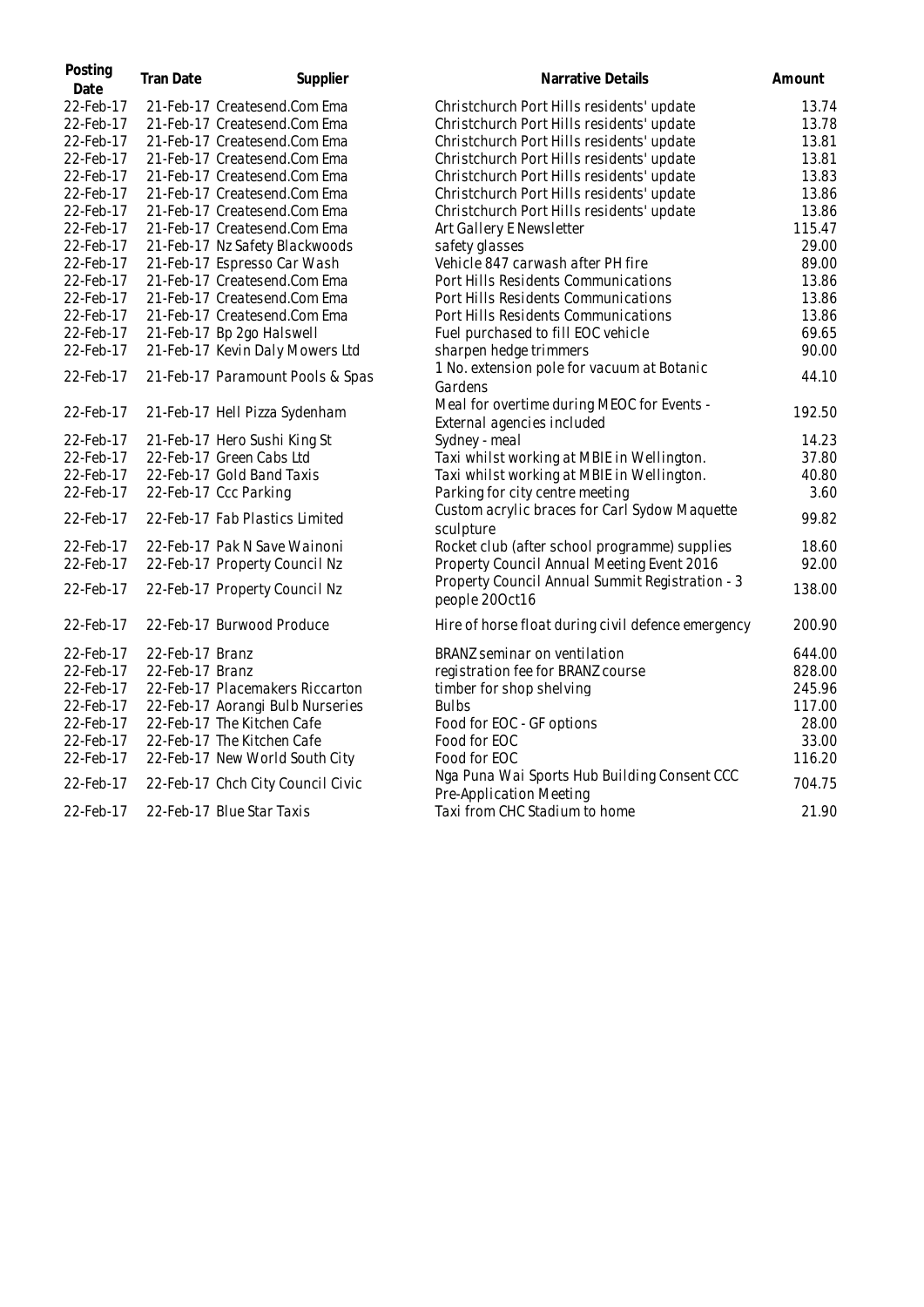| Posting Date | Tran Date | Supplier | Narrative Details | Amount |
|---|---|---|---|---|
| 22-Feb-17 | 21-Feb-17 | Createsend.Com Ema | Christchurch Port Hills residents' update | 13.74 |
| 22-Feb-17 | 21-Feb-17 | Createsend.Com Ema | Christchurch Port Hills residents' update | 13.78 |
| 22-Feb-17 | 21-Feb-17 | Createsend.Com Ema | Christchurch Port Hills residents' update | 13.81 |
| 22-Feb-17 | 21-Feb-17 | Createsend.Com Ema | Christchurch Port Hills residents' update | 13.81 |
| 22-Feb-17 | 21-Feb-17 | Createsend.Com Ema | Christchurch Port Hills residents' update | 13.83 |
| 22-Feb-17 | 21-Feb-17 | Createsend.Com Ema | Christchurch Port Hills residents' update | 13.86 |
| 22-Feb-17 | 21-Feb-17 | Createsend.Com Ema | Christchurch Port Hills residents' update | 13.86 |
| 22-Feb-17 | 21-Feb-17 | Createsend.Com Ema | Art Gallery E Newsletter | 115.47 |
| 22-Feb-17 | 21-Feb-17 | Nz Safety Blackwoods | safety glasses | 29.00 |
| 22-Feb-17 | 21-Feb-17 | Espresso Car Wash | Vehicle 847 carwash after PH fire | 89.00 |
| 22-Feb-17 | 21-Feb-17 | Createsend.Com Ema | Port Hills Residents Communications | 13.86 |
| 22-Feb-17 | 21-Feb-17 | Createsend.Com Ema | Port Hills Residents Communications | 13.86 |
| 22-Feb-17 | 21-Feb-17 | Createsend.Com Ema | Port Hills Residents Communications | 13.86 |
| 22-Feb-17 | 21-Feb-17 | Bp 2go Halswell | Fuel purchased to fill EOC vehicle | 69.65 |
| 22-Feb-17 | 21-Feb-17 | Kevin Daly Mowers Ltd | sharpen hedge trimmers | 90.00 |
| 22-Feb-17 | 21-Feb-17 | Paramount Pools & Spas | 1 No. extension pole for vacuum at Botanic Gardens | 44.10 |
| 22-Feb-17 | 21-Feb-17 | Hell Pizza Sydenham | Meal for overtime during MEOC for Events - External agencies included | 192.50 |
| 22-Feb-17 | 21-Feb-17 | Hero Sushi King St | Sydney - meal | 14.23 |
| 22-Feb-17 | 22-Feb-17 | Green Cabs Ltd | Taxi whilst working at MBIE in Wellington. | 37.80 |
| 22-Feb-17 | 22-Feb-17 | Gold Band Taxis | Taxi whilst working at MBIE in Wellington. | 40.80 |
| 22-Feb-17 | 22-Feb-17 | Ccc Parking | Parking for city centre meeting | 3.60 |
| 22-Feb-17 | 22-Feb-17 | Fab Plastics Limited | Custom acrylic braces for Carl Sydow Maquette sculpture | 99.82 |
| 22-Feb-17 | 22-Feb-17 | Pak N Save Wainoni | Rocket club (after school programme) supplies | 18.60 |
| 22-Feb-17 | 22-Feb-17 | Property Council Nz | Property Council Annual Meeting Event 2016 | 92.00 |
| 22-Feb-17 | 22-Feb-17 | Property Council Nz | Property Council Annual Summit Registration - 3 people 20Oct16 | 138.00 |
| 22-Feb-17 | 22-Feb-17 | Burwood Produce | Hire of horse float during civil defence emergency | 200.90 |
| 22-Feb-17 | 22-Feb-17 | Branz | BRANZ seminar on ventilation | 644.00 |
| 22-Feb-17 | 22-Feb-17 | Branz | registration fee for BRANZ course | 828.00 |
| 22-Feb-17 | 22-Feb-17 | Placemakers Riccarton | timber for shop shelving | 245.96 |
| 22-Feb-17 | 22-Feb-17 | Aorangi Bulb Nurseries | Bulbs | 117.00 |
| 22-Feb-17 | 22-Feb-17 | The Kitchen Cafe | Food for EOC - GF options | 28.00 |
| 22-Feb-17 | 22-Feb-17 | The Kitchen Cafe | Food for EOC | 33.00 |
| 22-Feb-17 | 22-Feb-17 | New World South City | Food for EOC | 116.20 |
| 22-Feb-17 | 22-Feb-17 | Chch City Council Civic | Nga Puna Wai Sports Hub Building Consent CCC Pre-Application Meeting | 704.75 |
| 22-Feb-17 | 22-Feb-17 | Blue Star Taxis | Taxi from CHC Stadium to home | 21.90 |